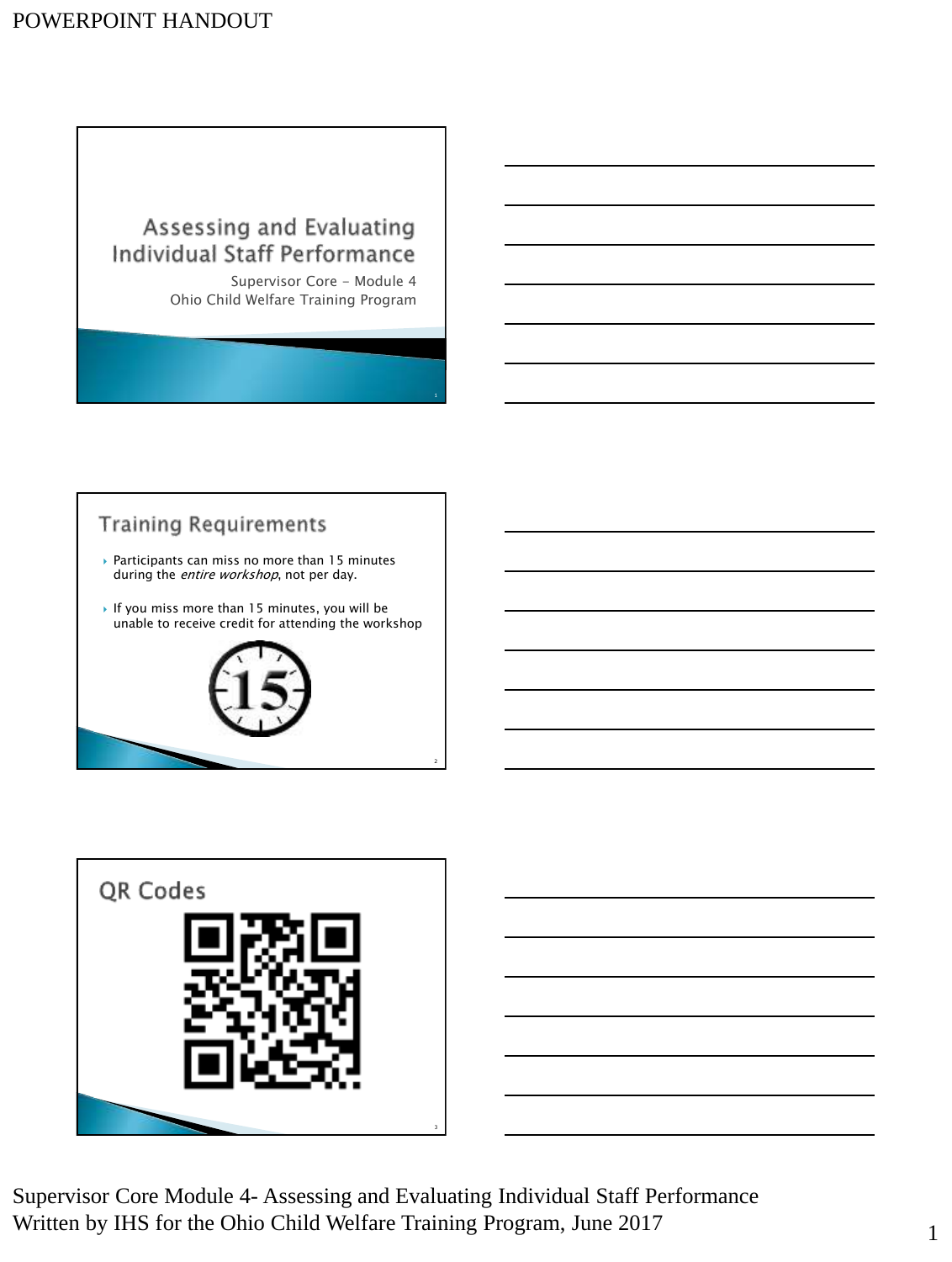# Assessing and Evaluating Individual Staff Performance

Supervisor Core – Module 4
Ohio Child Welfare Training Program

## Training Requirements

- Participants can miss no more than 15 minutes during the *entire workshop*, not per day.
- If you miss more than 15 minutes, you will be unable to receive credit for attending the workshop

## QR Codes

Supervisor Core Module 4- Assessing and Evaluating Individual Staff Performance
Written by IHS for the Ohio Child Welfare Training Program, June 2017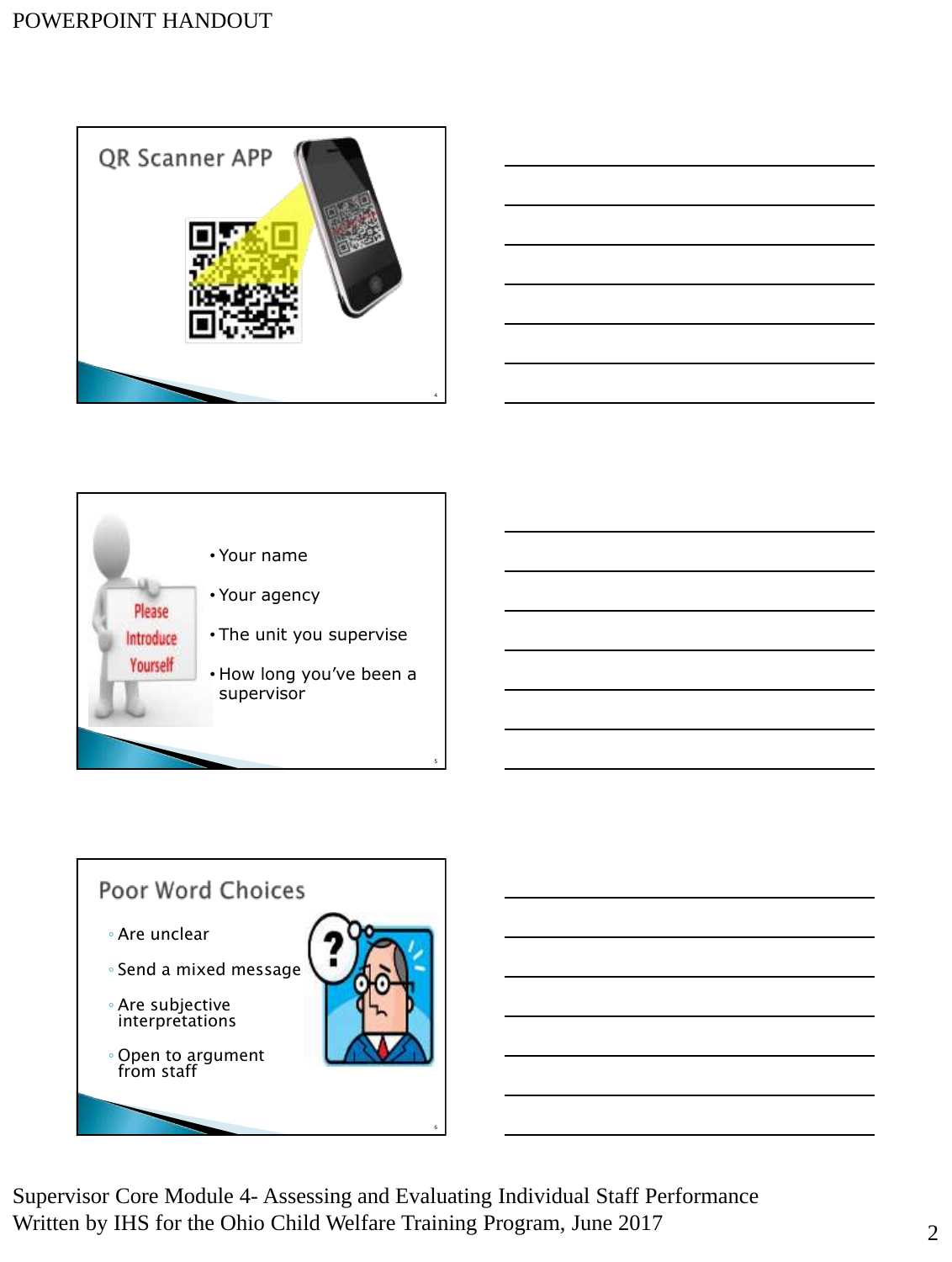## QR Scanner APP

- Your name
- Your agency
- The unit you supervise
- How long you've been a supervisor

## Poor Word Choices

- Are unclear
- Send a mixed message
- Are subjective interpretations
- Open to argument from staff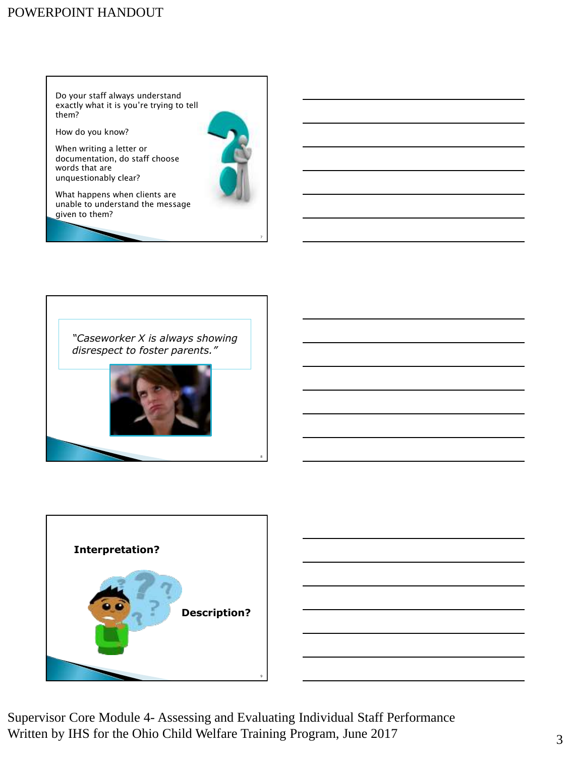Do your staff always understand exactly what it is you're trying to tell them?

How do you know?

When writing a letter or documentation, do staff choose words that are unquestionably clear?

What happens when clients are unable to understand the message given to them?

*"Caseworker X is always showing disrespect to foster parents."*

**Interpretation?**

**Description?**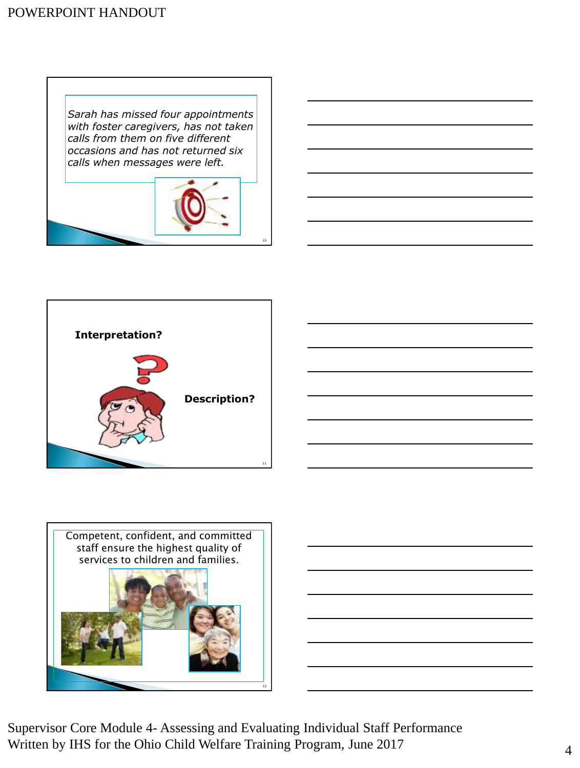*Sarah has missed four appointments with foster caregivers, has not taken calls from them on five different occasions and has not returned six calls when messages were left.*

**Interpretation?**

**Description?**

Competent, confident, and committed staff ensure the highest quality of services to children and families.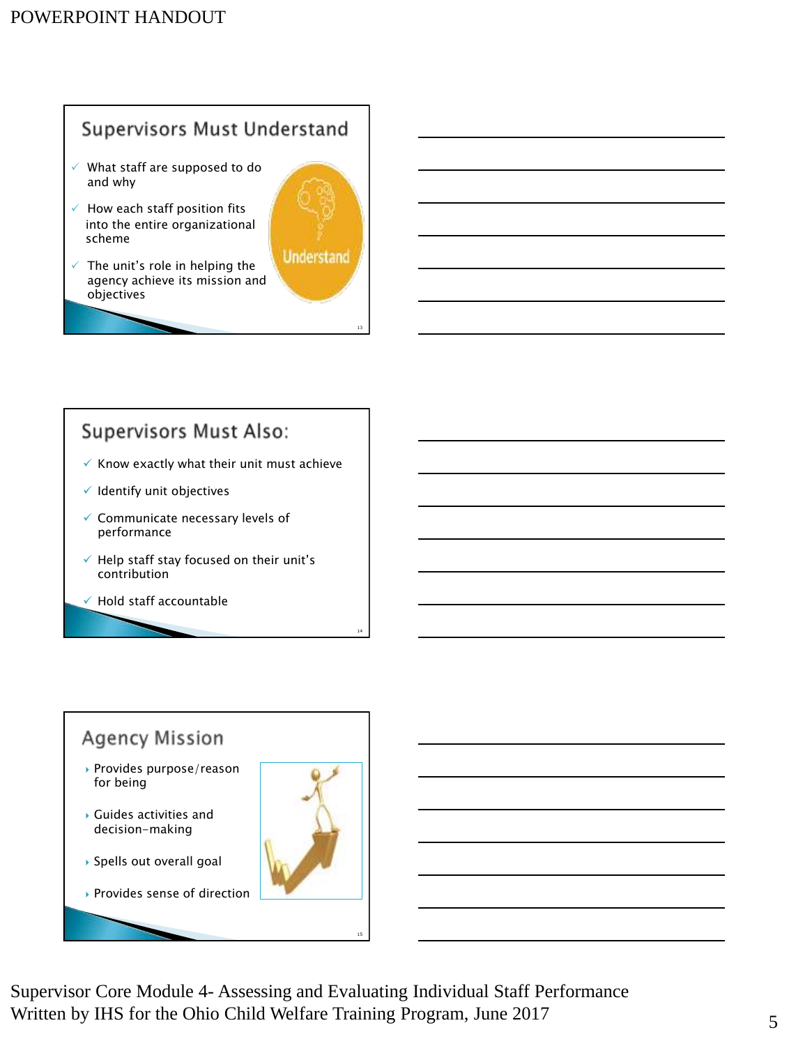## Supervisors Must Understand

- What staff are supposed to do and why
- How each staff position fits into the entire organizational scheme
- The unit's role in helping the agency achieve its mission and objectives

## Supervisors Must Also:

- Know exactly what their unit must achieve
- Identify unit objectives
- Communicate necessary levels of performance
- Help staff stay focused on their unit's contribution
- Hold staff accountable

## Agency Mission

- Provides purpose/reason for being
- Guides activities and decision-making
- Spells out overall goal
- Provides sense of direction

Supervisor Core Module 4- Assessing and Evaluating Individual Staff Performance
Written by IHS for the Ohio Child Welfare Training Program, June 2017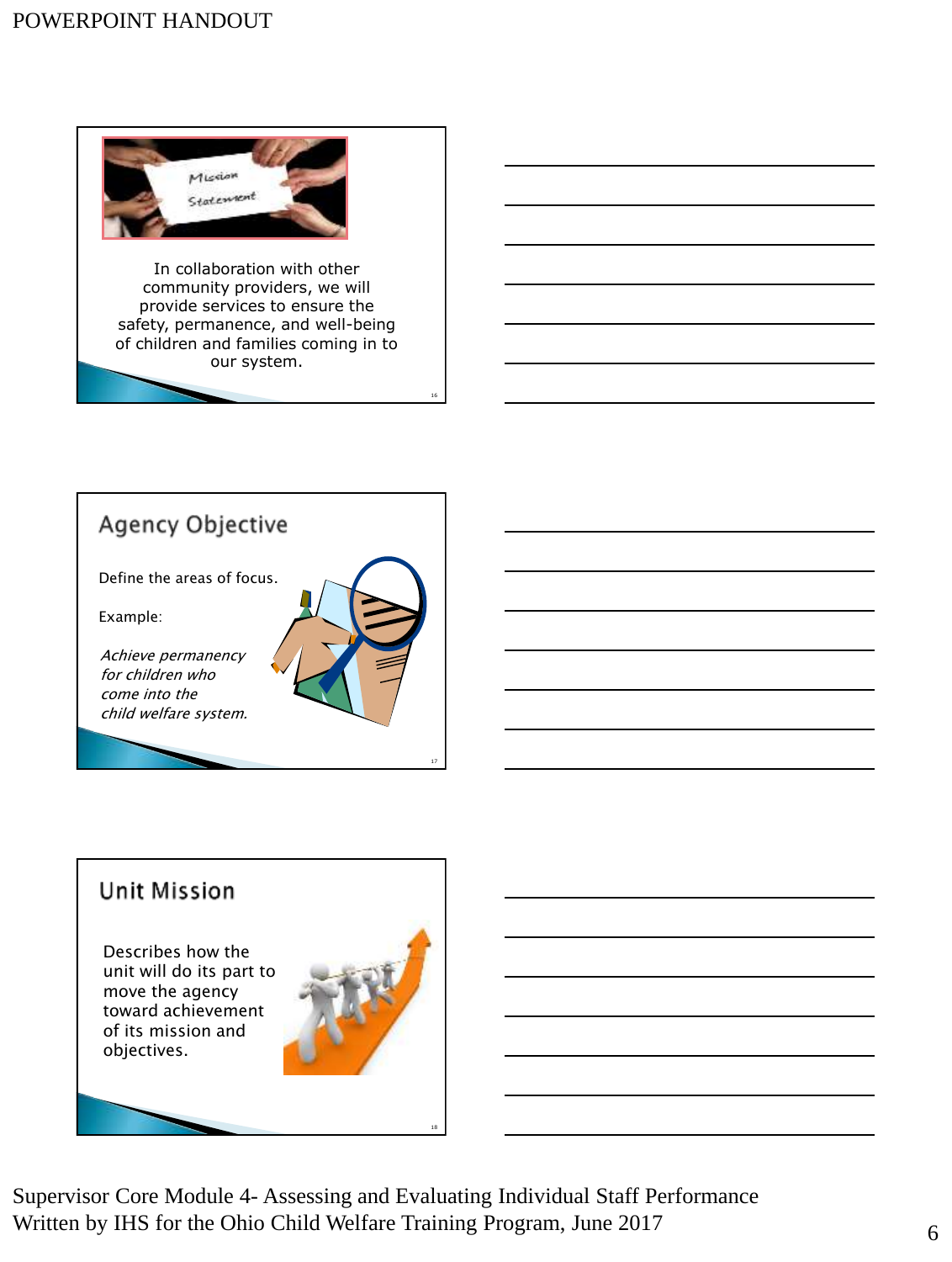In collaboration with other community providers, we will provide services to ensure the safety, permanence, and well-being of children and families coming in to our system.

## Agency Objective

Define the areas of focus.

Example:

*Achieve permanency for children who come into the child welfare system.*

## Unit Mission

Describes how the unit will do its part to move the agency toward achievement of its mission and objectives.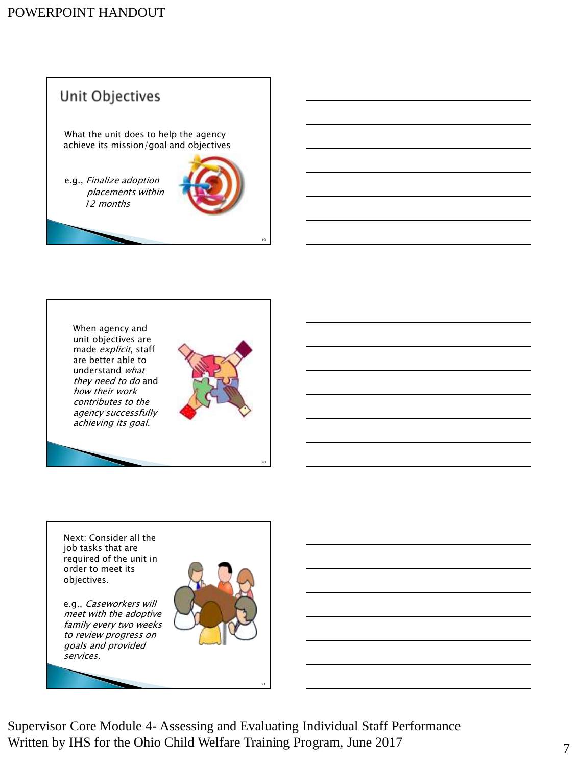## Unit Objectives

What the unit does to help the agency achieve its mission/goal and objectives

e.g., *Finalize adoption placements within 12 months*

---

When agency and unit objectives are made *explicit*, staff are better able to understand *what they need to do* and *how their work contributes to the agency successfully achieving its goal.*

---

Next: Consider all the job tasks that are required of the unit in order to meet its objectives.

e.g., *Caseworkers will meet with the adoptive family every two weeks to review progress on goals and provided services.*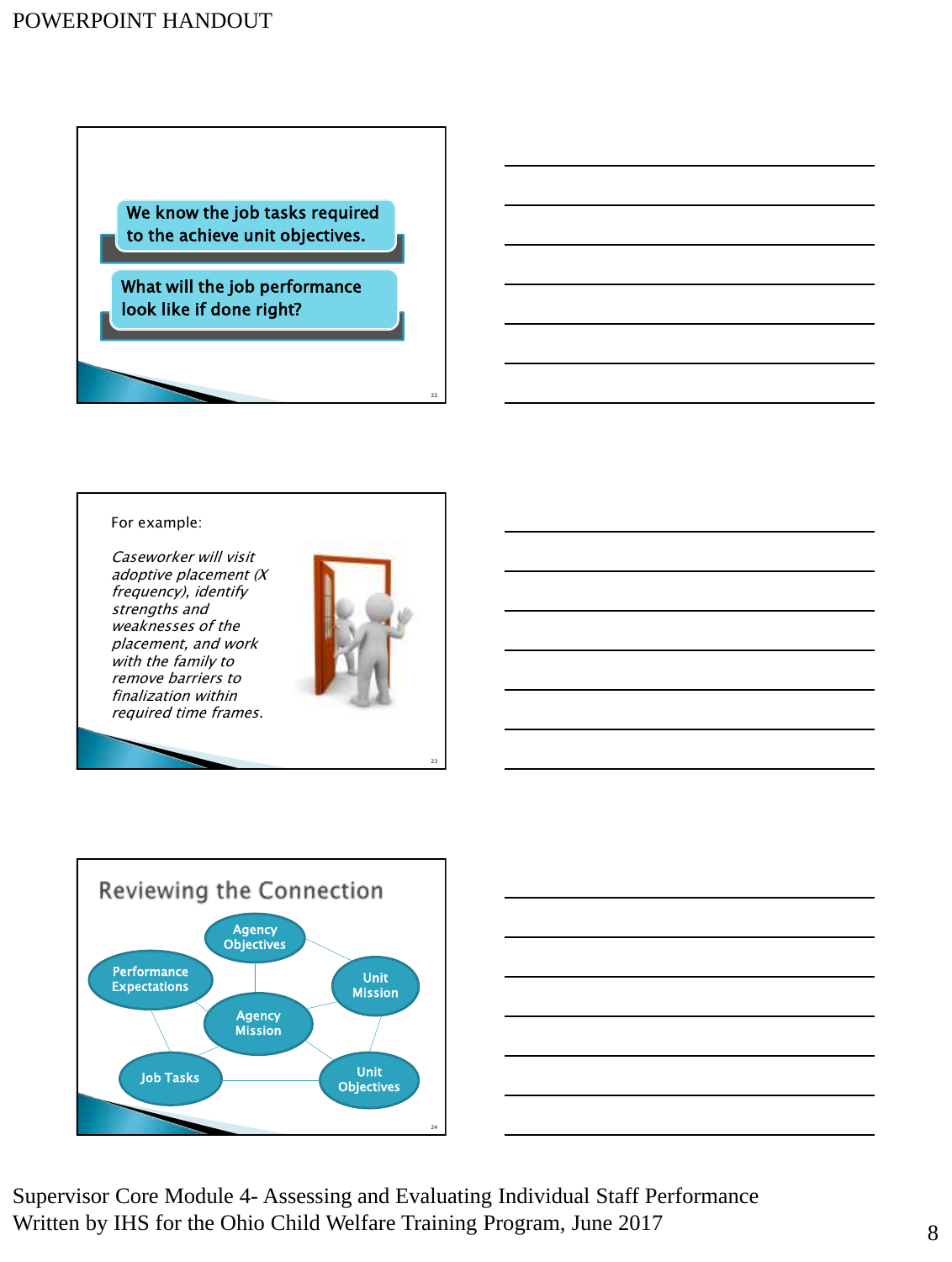We know the job tasks required to the achieve unit objectives.

What will the job performance look like if done right?

For example:

*Caseworker will visit adoptive placement (X frequency), identify strengths and weaknesses of the placement, and work with the family to remove barriers to finalization within required time frames.*

## Reviewing the Connection

- Agency Objectives
- Performance Expectations
- Unit Mission
- Agency Mission
- Job Tasks
- Unit Objectives

Supervisor Core Module 4- Assessing and Evaluating Individual Staff Performance
Written by IHS for the Ohio Child Welfare Training Program, June 2017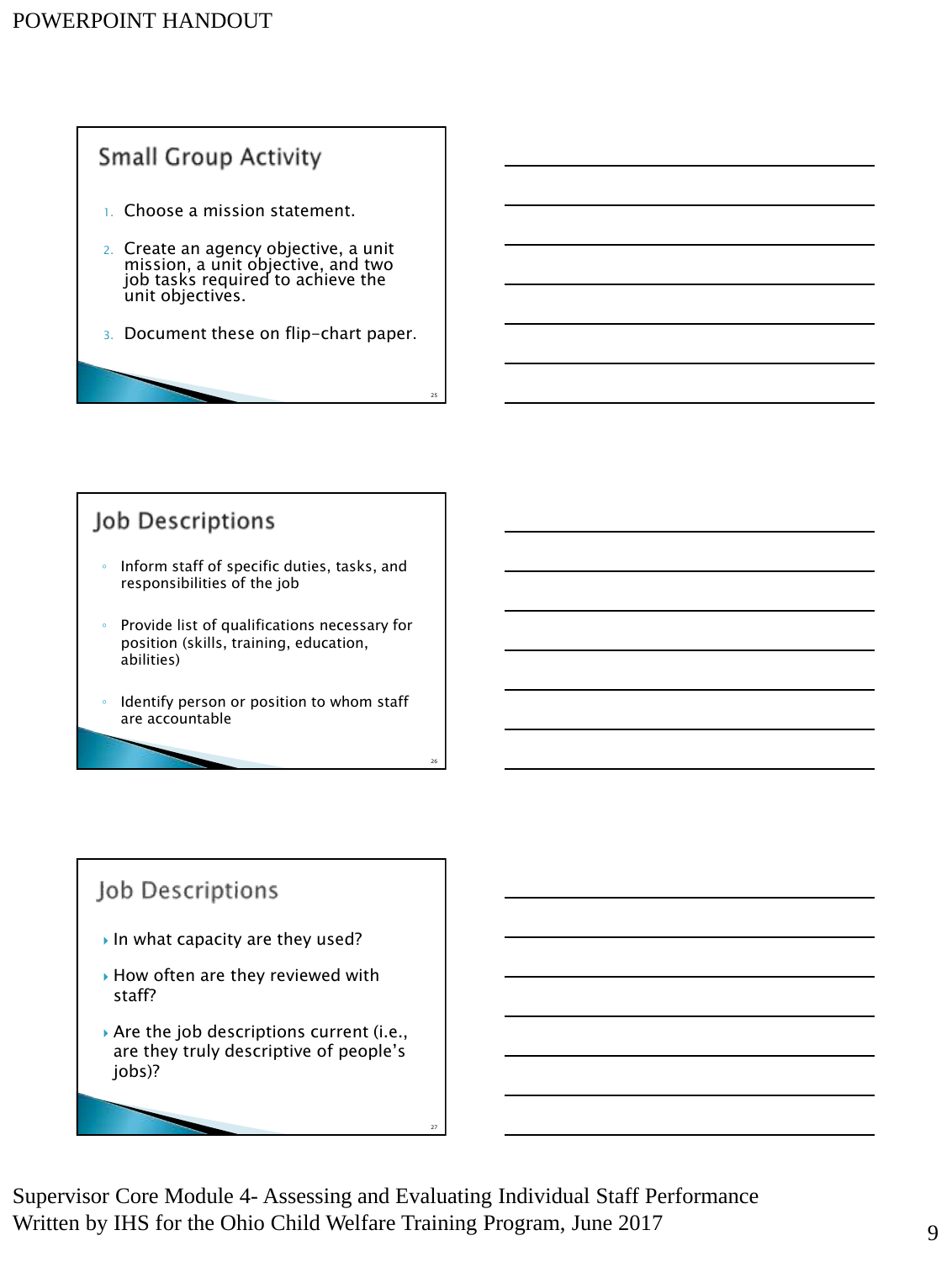## Small Group Activity

1. Choose a mission statement.
2. Create an agency objective, a unit mission, a unit objective, and two job tasks required to achieve the unit objectives.
3. Document these on flip-chart paper.

## Job Descriptions

- Inform staff of specific duties, tasks, and responsibilities of the job
- Provide list of qualifications necessary for position (skills, training, education, abilities)
- Identify person or position to whom staff are accountable

## Job Descriptions

- In what capacity are they used?
- How often are they reviewed with staff?
- Are the job descriptions current (i.e., are they truly descriptive of people's jobs)?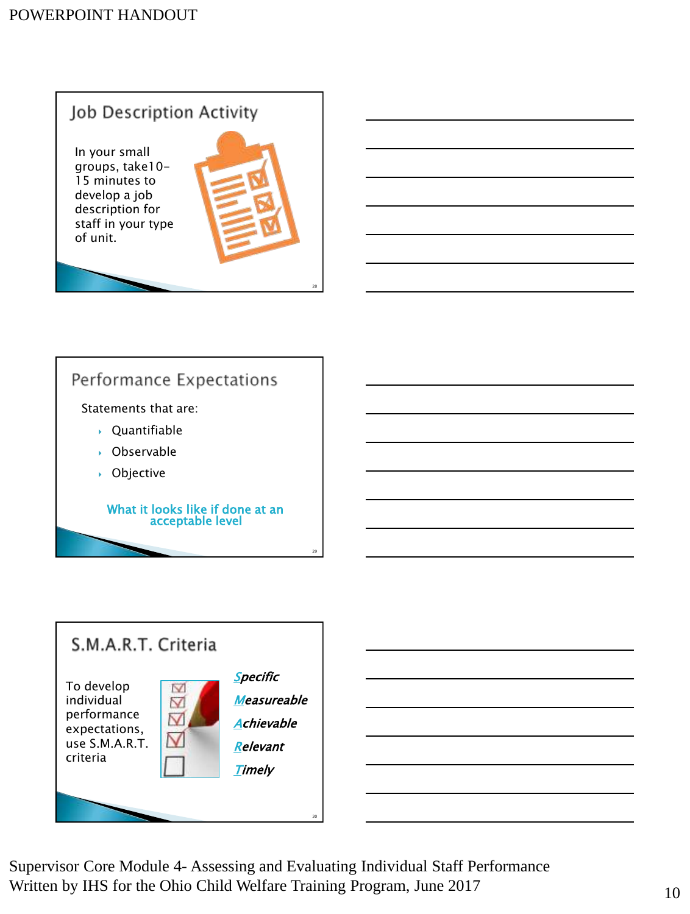## Job Description Activity

In your small groups, take10-15 minutes to develop a job description for staff in your type of unit.

## Performance Expectations

Statements that are:

- Quantifiable
- Observable
- Objective

What it looks like if done at an acceptable level

## S.M.A.R.T. Criteria

To develop individual performance expectations, use S.M.A.R.T. criteria

- *Specific*
- *Measureable*
- *Achievable*
- *Relevant*
- *Timely*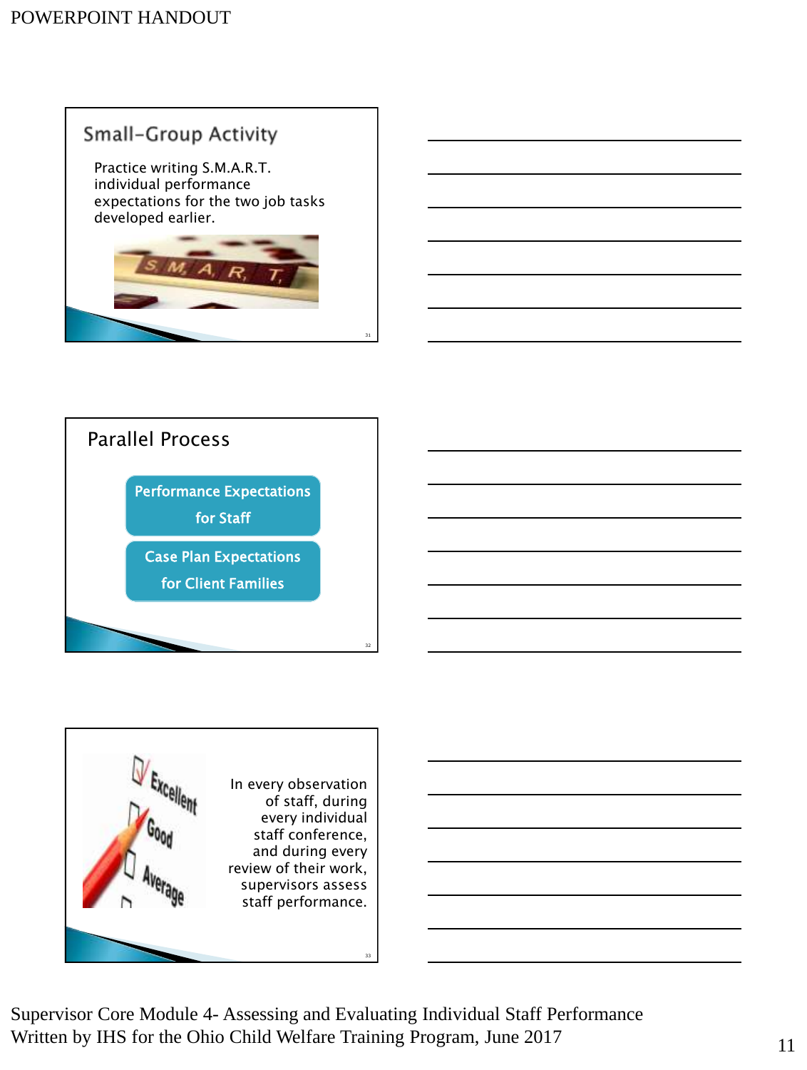## Small-Group Activity

Practice writing S.M.A.R.T. individual performance expectations for the two job tasks developed earlier.

## Parallel Process

- Performance Expectations for Staff
- Case Plan Expectations for Client Families

In every observation of staff, during every individual staff conference, and during every review of their work, supervisors assess staff performance.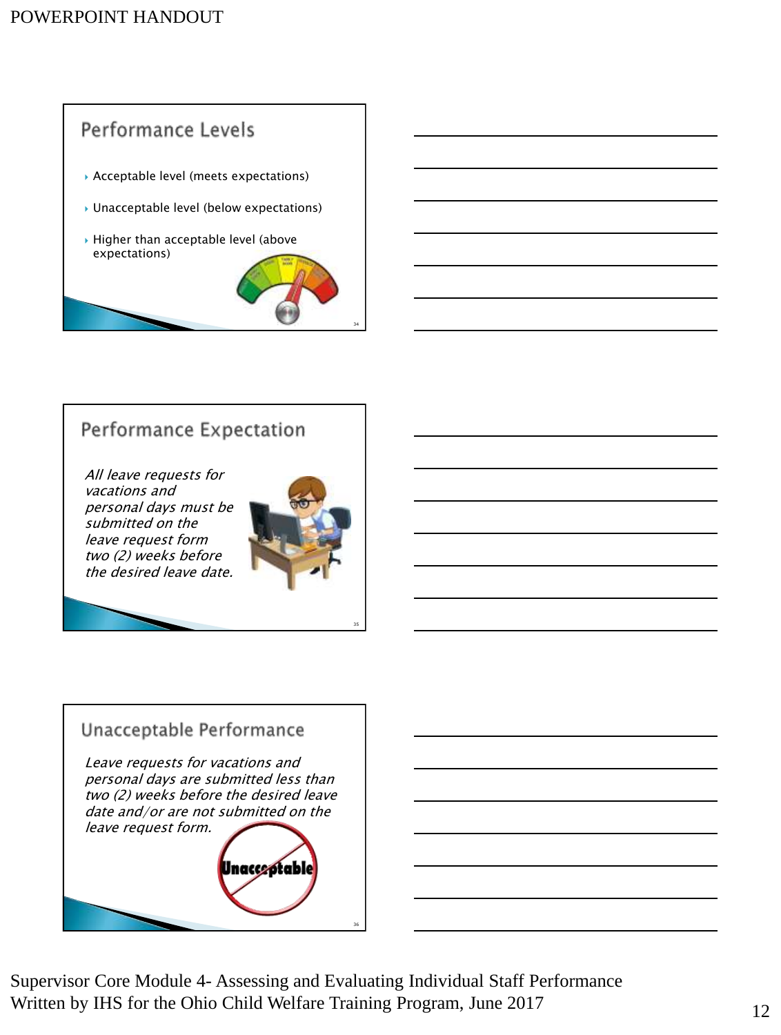## Performance Levels

- Acceptable level (meets expectations)
- Unacceptable level (below expectations)
- Higher than acceptable level (above expectations)

## Performance Expectation

*All leave requests for vacations and personal days must be submitted on the leave request form two (2) weeks before the desired leave date.*

## Unacceptable Performance

*Leave requests for vacations and personal days are submitted less than two (2) weeks before the desired leave date and/or are not submitted on the leave request form.*

Unacceptable

Supervisor Core Module 4- Assessing and Evaluating Individual Staff Performance
Written by IHS for the Ohio Child Welfare Training Program, June 2017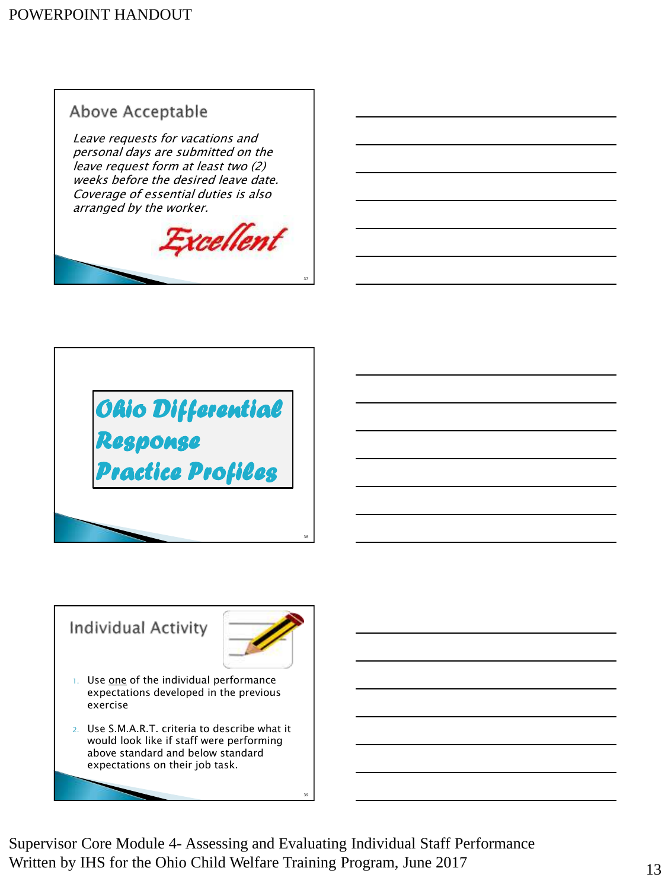## Above Acceptable

*Leave requests for vacations and personal days are submitted on the leave request form at least two (2) weeks before the desired leave date. Coverage of essential duties is also arranged by the worker.*

*Excellent*

## Ohio Differential Response Practice Profiles

## Individual Activity

1. Use <u>one</u> of the individual performance expectations developed in the previous exercise
2. Use S.M.A.R.T. criteria to describe what it would look like if staff were performing above standard and below standard expectations on their job task.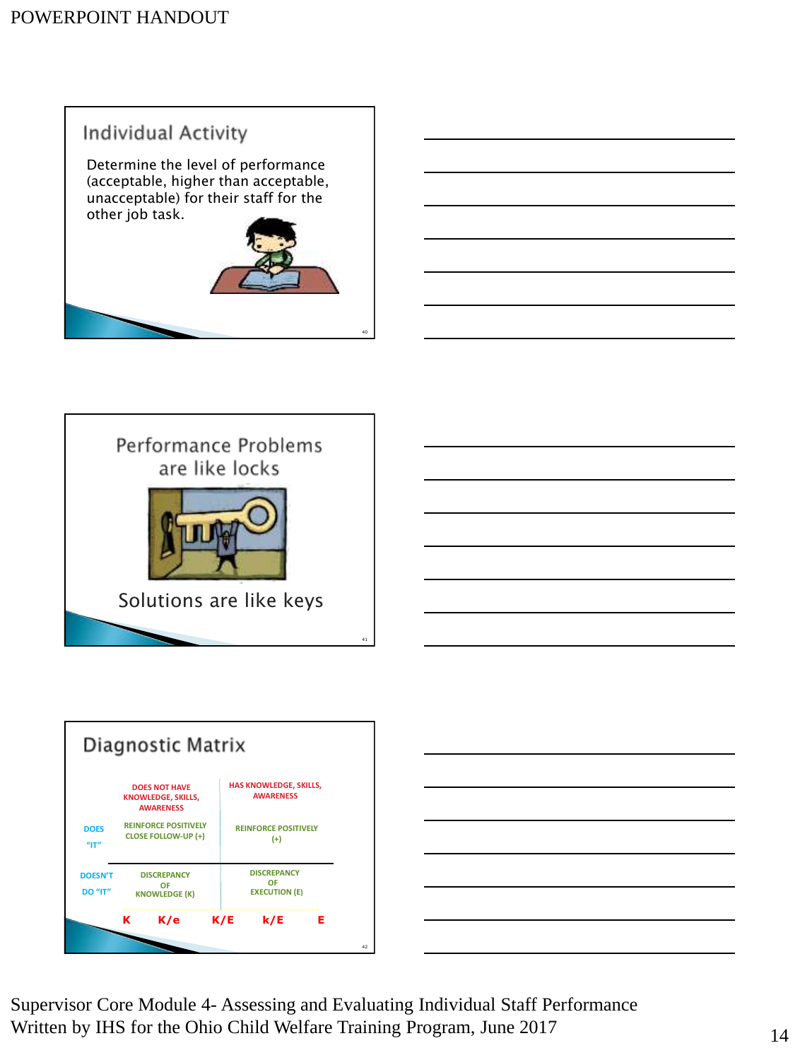## Individual Activity

Determine the level of performance (acceptable, higher than acceptable, unacceptable) for their staff for the other job task.

## Performance Problems are like locks

Solutions are like keys

## Diagnostic Matrix

| | DOES NOT HAVE KNOWLEDGE, SKILLS, AWARENESS | HAS KNOWLEDGE, SKILLS, AWARENESS |
|---|---|---|
| DOES "IT" | REINFORCE POSITIVELY CLOSE FOLLOW-UP (+) | REINFORCE POSITIVELY (+) |
| DOESN'T DO "IT" | DISCREPANCY OF KNOWLEDGE (K) | DISCREPANCY OF EXECUTION (E) |

K K/e K/E k/E E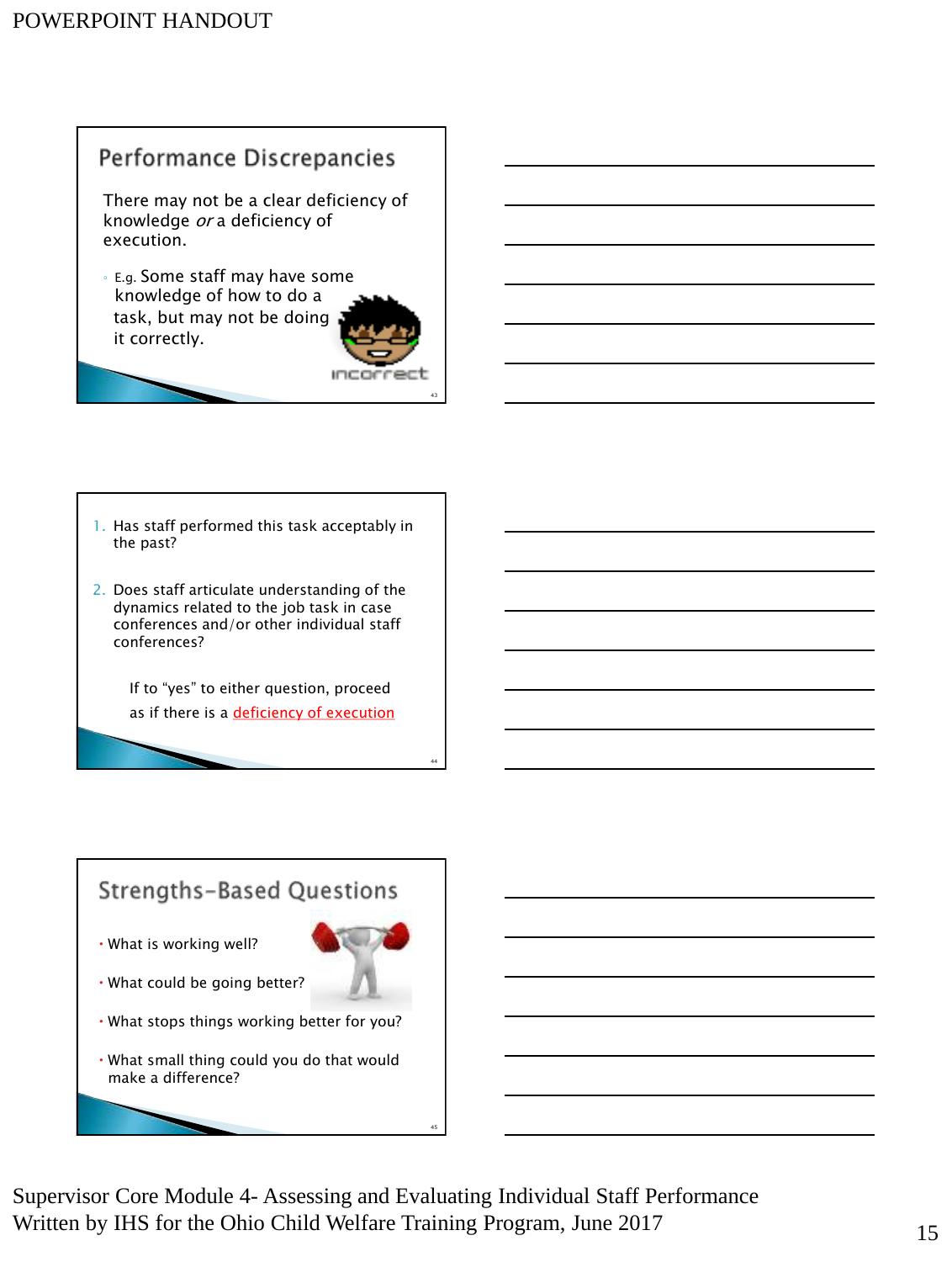## Performance Discrepancies

There may not be a clear deficiency of knowledge *or* a deficiency of execution.

- E.g. Some staff may have some knowledge of how to do a task, but may not be doing it correctly.

incorrect

---

1. Has staff performed this task acceptably in the past?
2. Does staff articulate understanding of the dynamics related to the job task in case conferences and/or other individual staff conferences?

If to "yes" to either question, proceed as if there is a deficiency of execution

---

## Strengths-Based Questions

- What is working well?
- What could be going better?
- What stops things working better for you?
- What small thing could you do that would make a difference?

Supervisor Core Module 4- Assessing and Evaluating Individual Staff Performance
Written by IHS for the Ohio Child Welfare Training Program, June 2017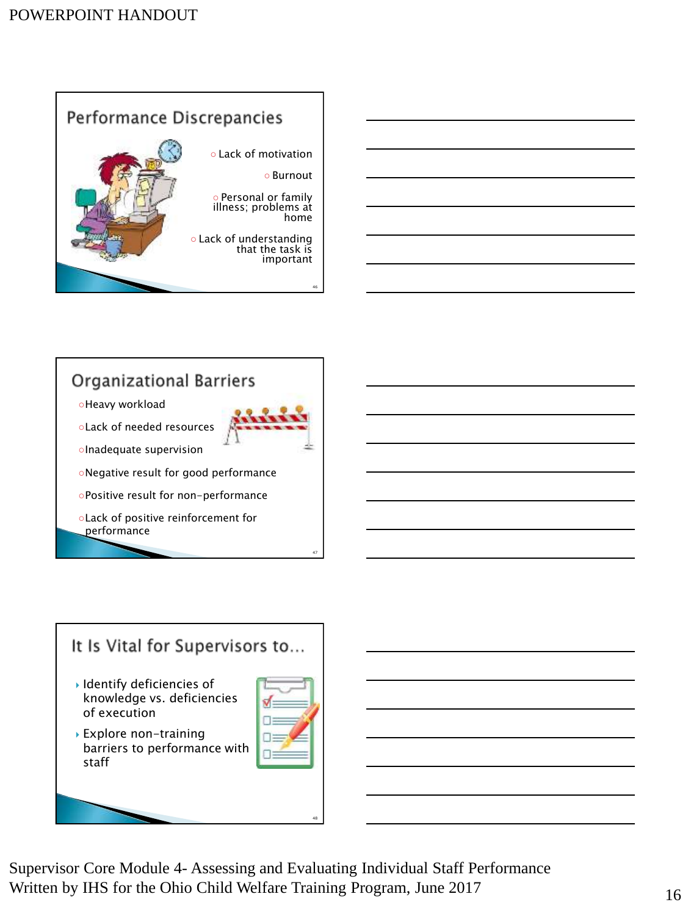## Performance Discrepancies

- Lack of motivation
- Burnout
- Personal or family illness; problems at home
- Lack of understanding that the task is important

## Organizational Barriers

- Heavy workload
- Lack of needed resources
- Inadequate supervision
- Negative result for good performance
- Positive result for non-performance
- Lack of positive reinforcement for performance

## It Is Vital for Supervisors to…

- Identify deficiencies of knowledge vs. deficiencies of execution
- Explore non-training barriers to performance with staff

Supervisor Core Module 4- Assessing and Evaluating Individual Staff Performance
Written by IHS for the Ohio Child Welfare Training Program, June 2017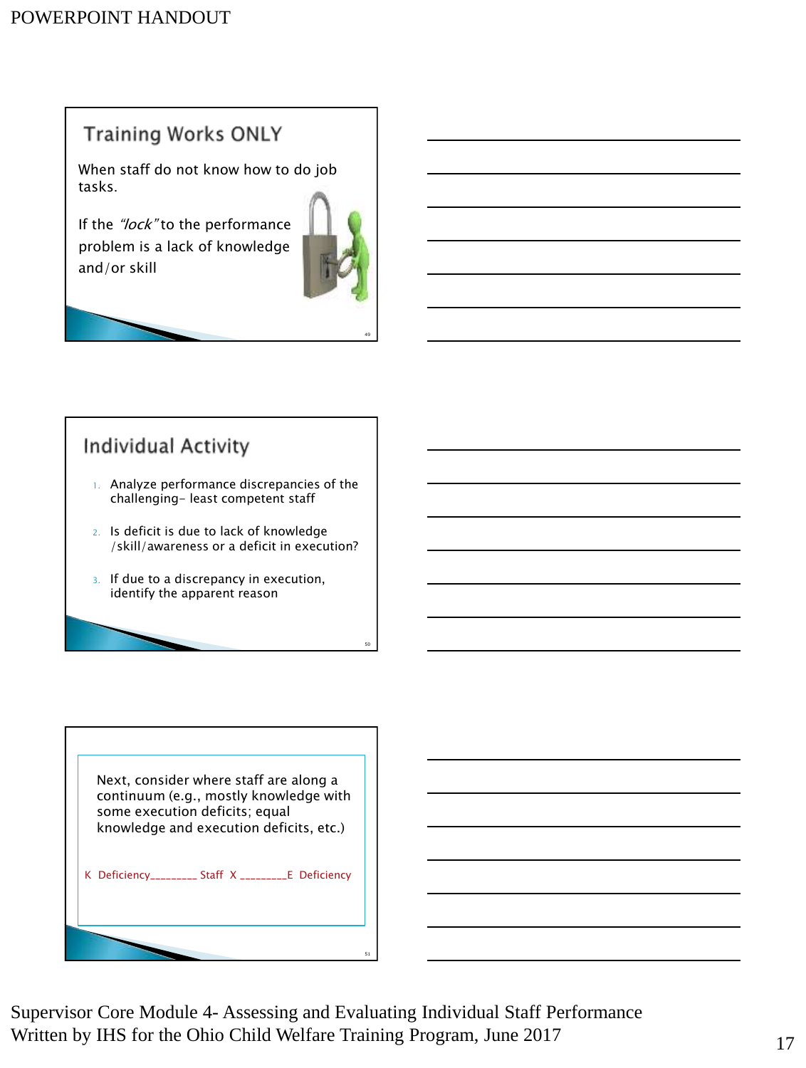## Training Works ONLY

When staff do not know how to do job tasks.

If the *"lock"* to the performance problem is a lack of knowledge and/or skill

## Individual Activity

1. Analyze performance discrepancies of the challenging- least competent staff
2. Is deficit is due to lack of knowledge /skill/awareness or a deficit in execution?
3. If due to a discrepancy in execution, identify the apparent reason

Next, consider where staff are along a continuum (e.g., mostly knowledge with some execution deficits; equal knowledge and execution deficits, etc.)

K Deficiency________ Staff X ________E Deficiency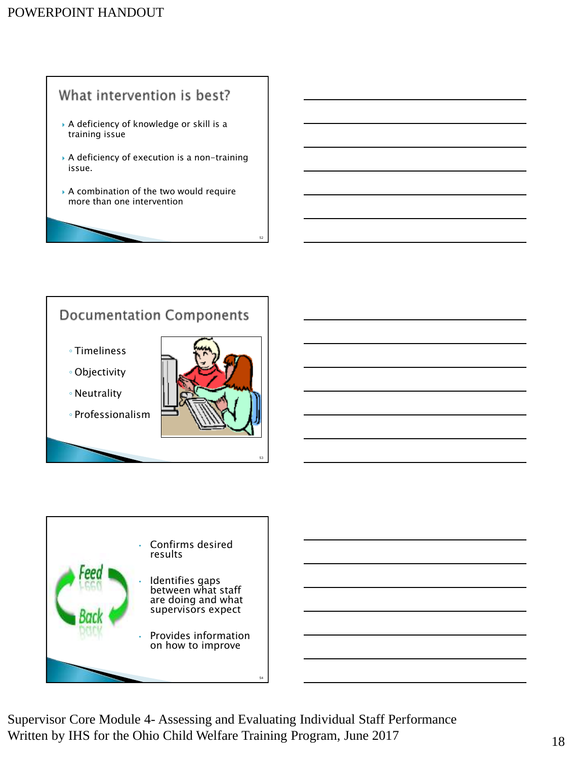## What intervention is best?

- A deficiency of knowledge or skill is a training issue
- A deficiency of execution is a non-training issue.
- A combination of the two would require more than one intervention

## Documentation Components

- Timeliness
- Objectivity
- Neutrality
- Professionalism

Feed Back

- Confirms desired results
- Identifies gaps between what staff are doing and what supervisors expect
- Provides information on how to improve

Supervisor Core Module 4- Assessing and Evaluating Individual Staff Performance
Written by IHS for the Ohio Child Welfare Training Program, June 2017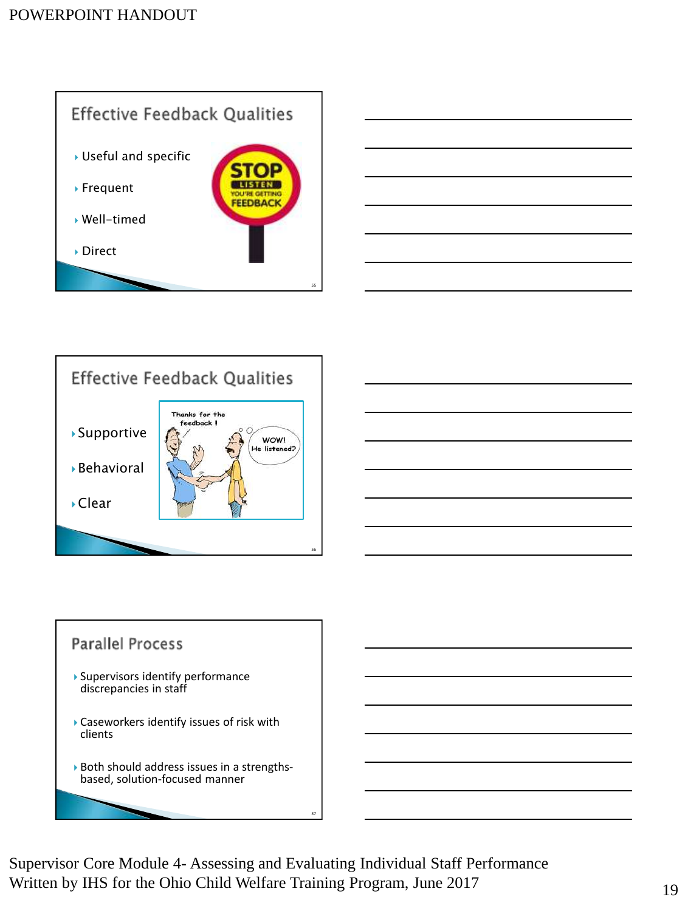## Effective Feedback Qualities

- Useful and specific
- Frequent
- Well-timed
- Direct

## Effective Feedback Qualities

- Supportive
- Behavioral
- Clear

## Parallel Process

- Supervisors identify performance discrepancies in staff
- Caseworkers identify issues of risk with clients
- Both should address issues in a strengths-based, solution-focused manner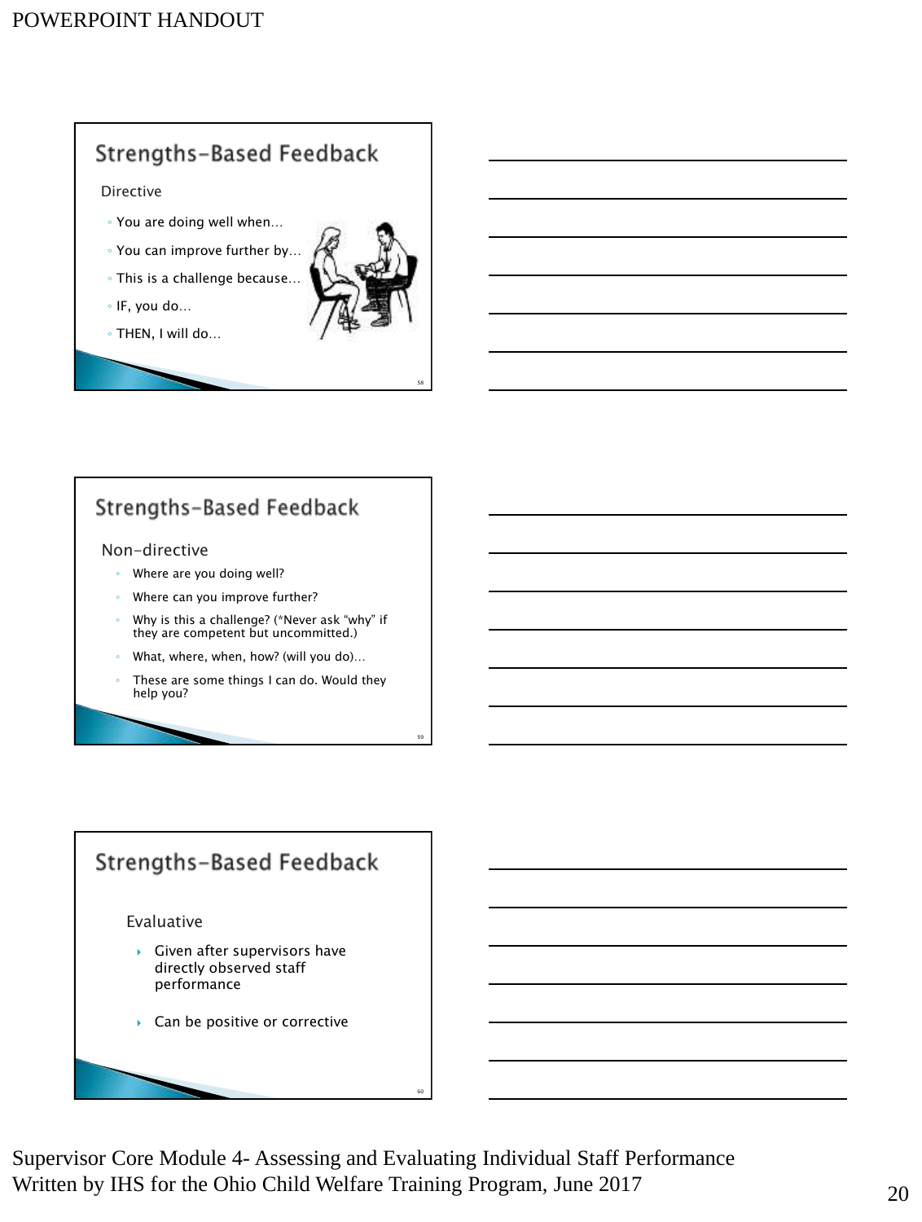## Strengths-Based Feedback

Directive

- You are doing well when…
- You can improve further by…
- This is a challenge because…
- IF, you do…
- THEN, I will do…

## Strengths-Based Feedback

Non-directive

- Where are you doing well?
- Where can you improve further?
- Why is this a challenge? (*Never ask "why" if they are competent but uncommitted.)
- What, where, when, how? (will you do)…
- These are some things I can do. Would they help you?

## Strengths-Based Feedback

Evaluative

- Given after supervisors have directly observed staff performance
- Can be positive or corrective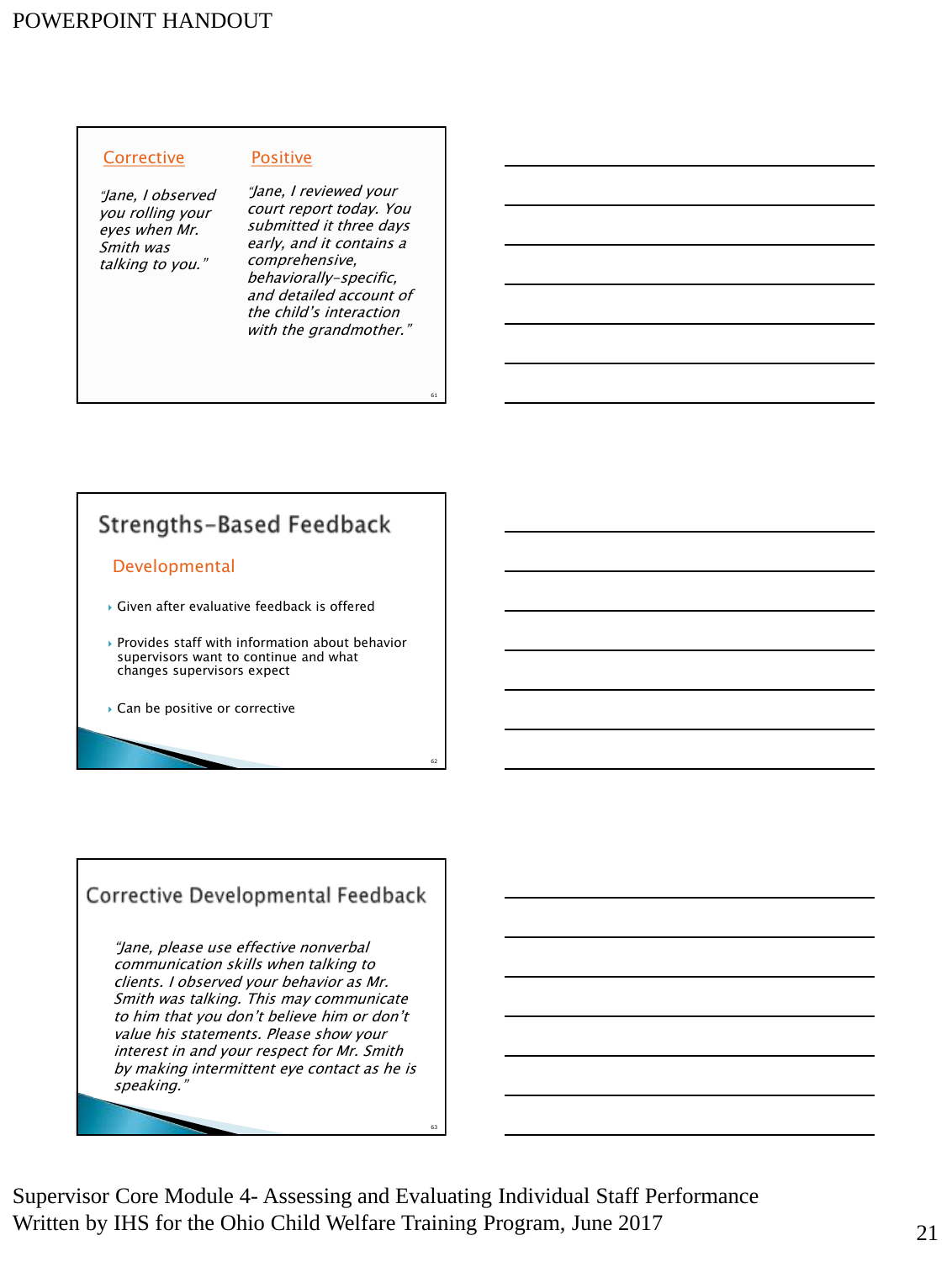| Corrective | Positive |
| --- | --- |
| *"Jane, I observed you rolling your eyes when Mr. Smith was talking to you."* | *"Jane, I reviewed your court report today. You submitted it three days early, and it contains a comprehensive, behaviorally-specific, and detailed account of the child's interaction with the grandmother."* |

## Strengths-Based Feedback

### Developmental

- Given after evaluative feedback is offered
- Provides staff with information about behavior supervisors want to continue and what changes supervisors expect
- Can be positive or corrective

## Corrective Developmental Feedback

*"Jane, please use effective nonverbal communication skills when talking to clients. I observed your behavior as Mr. Smith was talking. This may communicate to him that you don't believe him or don't value his statements. Please show your interest in and your respect for Mr. Smith by making intermittent eye contact as he is speaking."*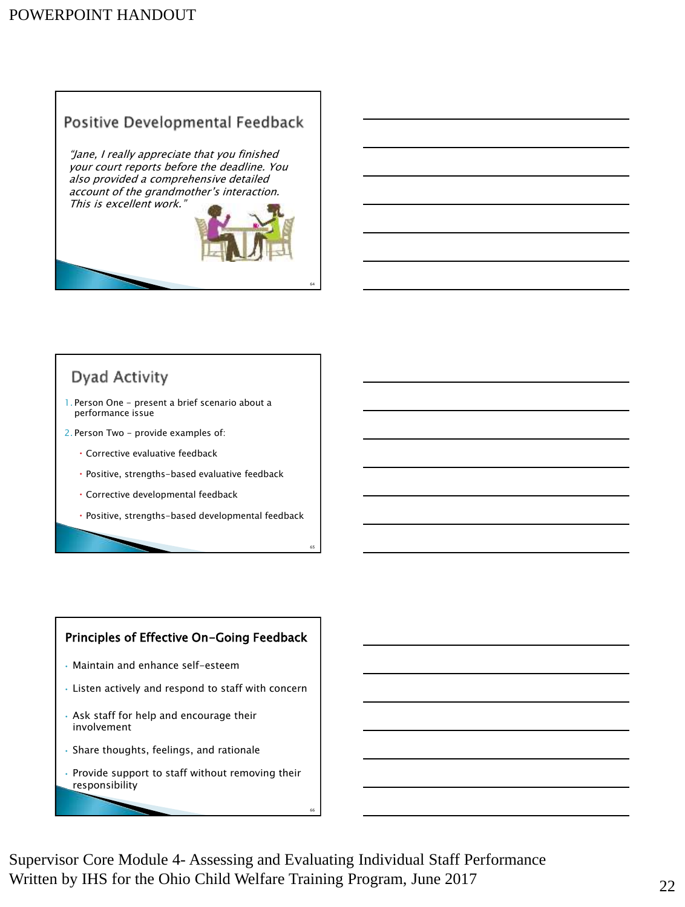## Positive Developmental Feedback

*"Jane, I really appreciate that you finished your court reports before the deadline. You also provided a comprehensive detailed account of the grandmother's interaction. This is excellent work."*

## Dyad Activity

1. Person One – present a brief scenario about a performance issue
2. Person Two – provide examples of:
   - Corrective evaluative feedback
   - Positive, strengths-based evaluative feedback
   - Corrective developmental feedback
   - Positive, strengths-based developmental feedback

## Principles of Effective On-Going Feedback

- Maintain and enhance self-esteem
- Listen actively and respond to staff with concern
- Ask staff for help and encourage their involvement
- Share thoughts, feelings, and rationale
- Provide support to staff without removing their responsibility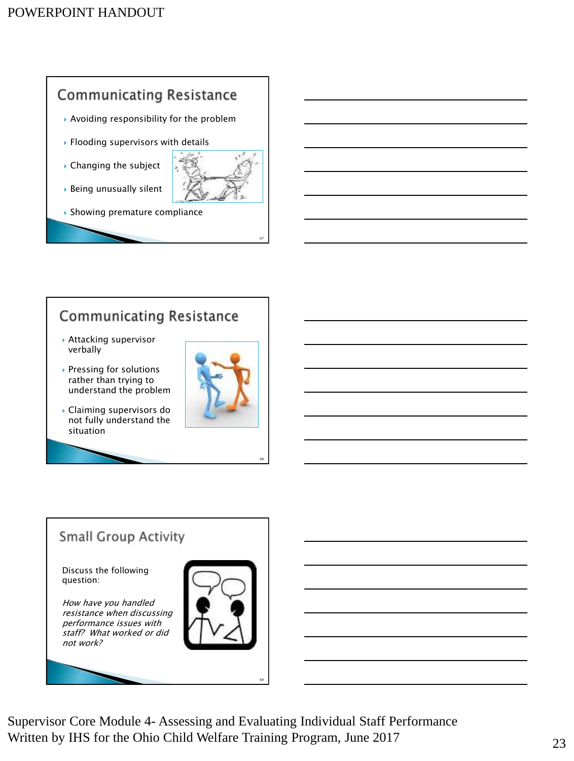## Communicating Resistance

- Avoiding responsibility for the problem
- Flooding supervisors with details
- Changing the subject
- Being unusually silent
- Showing premature compliance

## Communicating Resistance

- Attacking supervisor verbally
- Pressing for solutions rather than trying to understand the problem
- Claiming supervisors do not fully understand the situation

## Small Group Activity

Discuss the following question:

*How have you handled resistance when discussing performance issues with staff? What worked or did not work?*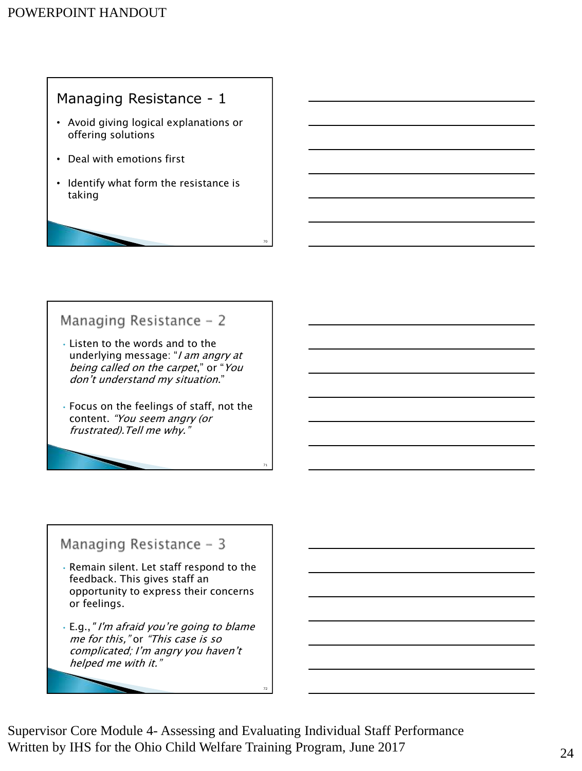## Managing Resistance - 1

- Avoid giving logical explanations or offering solutions
- Deal with emotions first
- Identify what form the resistance is taking

## Managing Resistance – 2

- Listen to the words and to the underlying message: "*I am angry at being called on the carpet*," or "*You don't understand my situation*."
- Focus on the feelings of staff, not the content. *"You seem angry (or frustrated).Tell me why."*

## Managing Resistance – 3

- Remain silent. Let staff respond to the feedback. This gives staff an opportunity to express their concerns or feelings.
- E.g.,*" I'm afraid you're going to blame me for this,"* or *"This case is so complicated; I'm angry you haven't helped me with it."*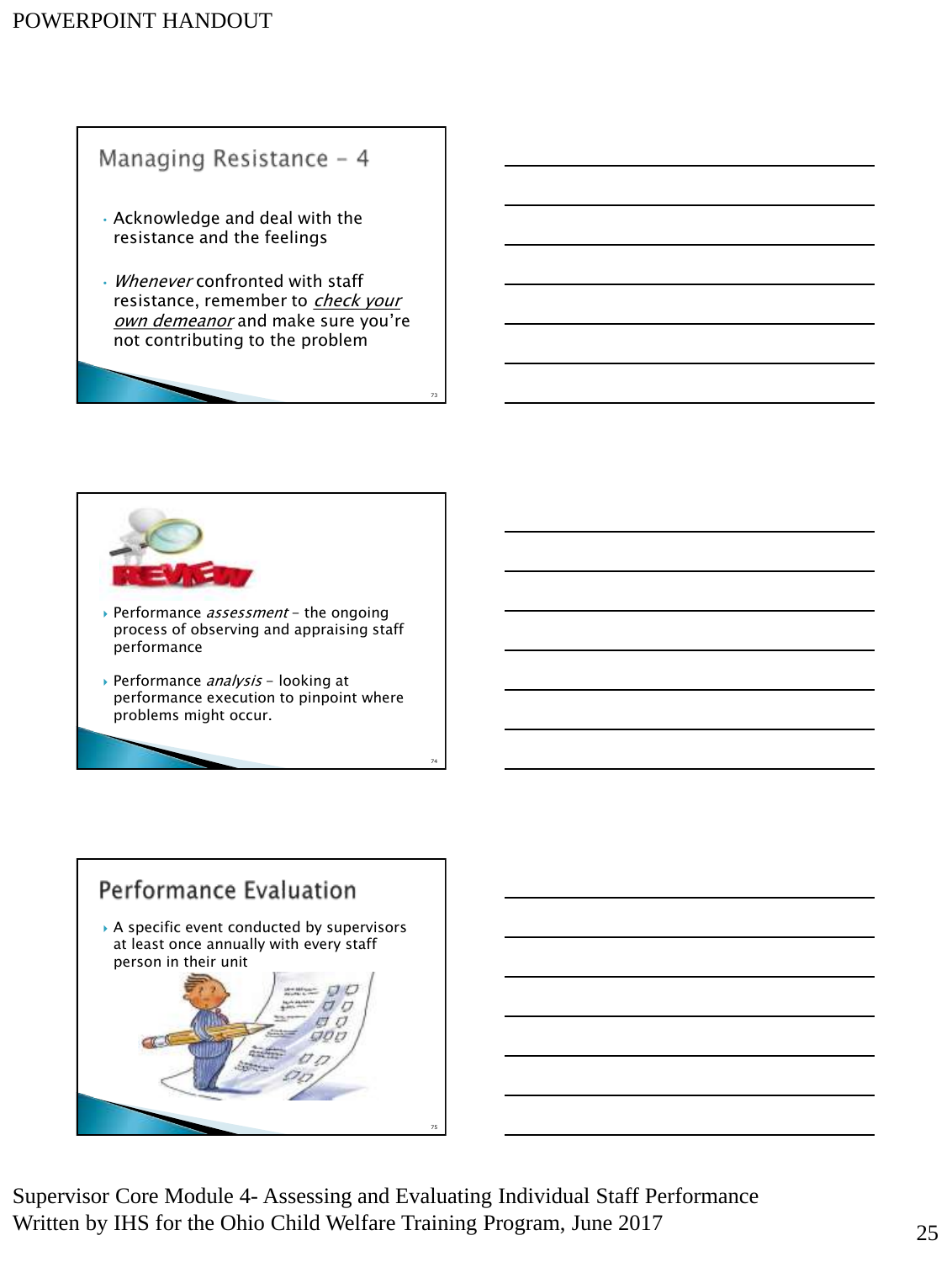## Managing Resistance – 4

- Acknowledge and deal with the resistance and the feelings
- *Whenever* confronted with staff resistance, remember to *check your own demeanor* and make sure you're not contributing to the problem

## REVIEW

- Performance *assessment* – the ongoing process of observing and appraising staff performance
- Performance *analysis* – looking at performance execution to pinpoint where problems might occur.

## Performance Evaluation

- A specific event conducted by supervisors at least once annually with every staff person in their unit

Supervisor Core Module 4- Assessing and Evaluating Individual Staff Performance
Written by IHS for the Ohio Child Welfare Training Program, June 2017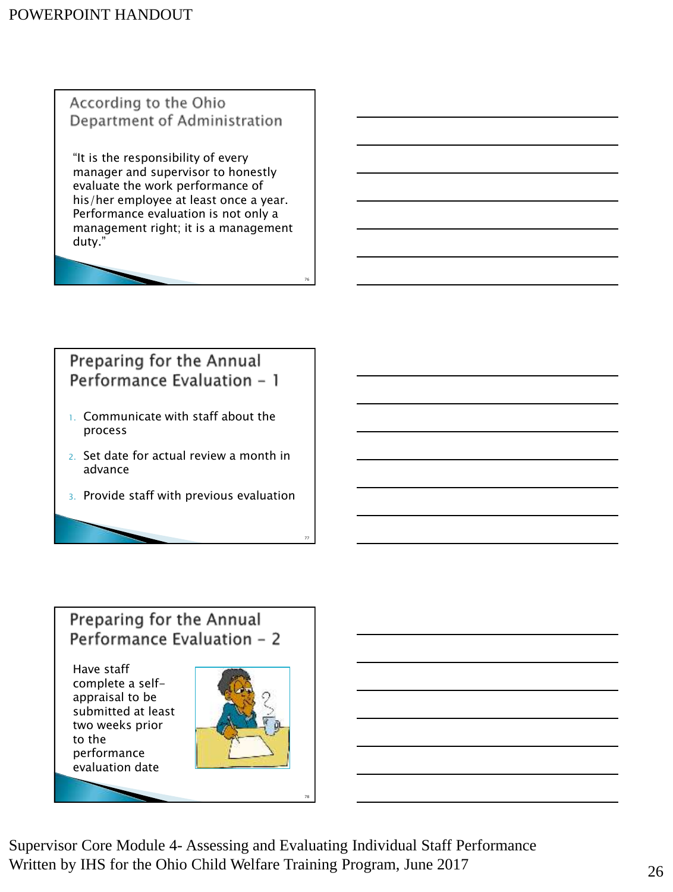## According to the Ohio Department of Administration

"It is the responsibility of every manager and supervisor to honestly evaluate the work performance of his/her employee at least once a year. Performance evaluation is not only a management right; it is a management duty."

## Preparing for the Annual Performance Evaluation – 1

1. Communicate with staff about the process
2. Set date for actual review a month in advance
3. Provide staff with previous evaluation

## Preparing for the Annual Performance Evaluation – 2

Have staff complete a self-appraisal to be submitted at least two weeks prior to the performance evaluation date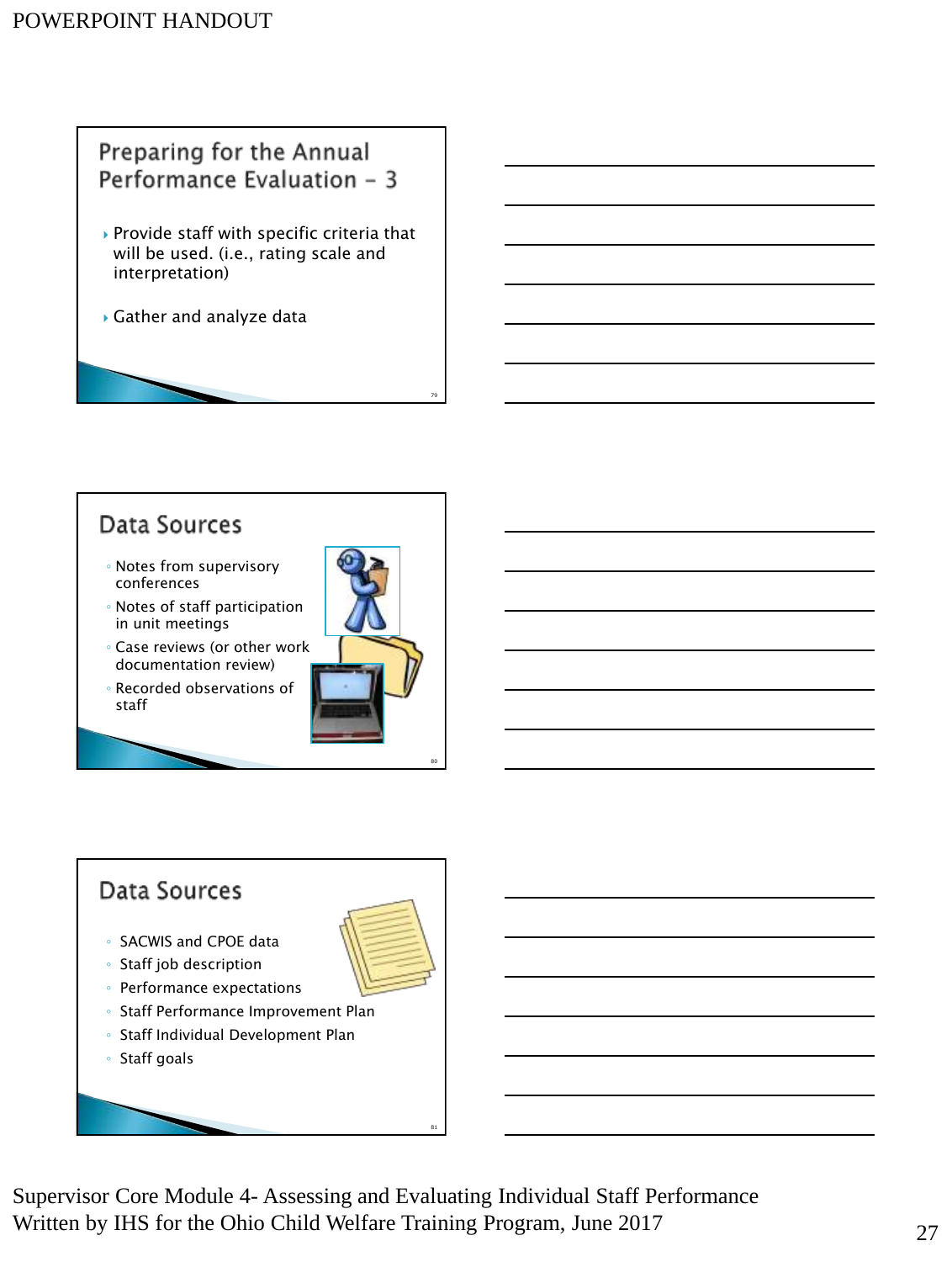## Preparing for the Annual Performance Evaluation – 3

- Provide staff with specific criteria that will be used. (i.e., rating scale and interpretation)
- Gather and analyze data

## Data Sources

- Notes from supervisory conferences
- Notes of staff participation in unit meetings
- Case reviews (or other work documentation review)
- Recorded observations of staff

## Data Sources

- SACWIS and CPOE data
- Staff job description
- Performance expectations
- Staff Performance Improvement Plan
- Staff Individual Development Plan
- Staff goals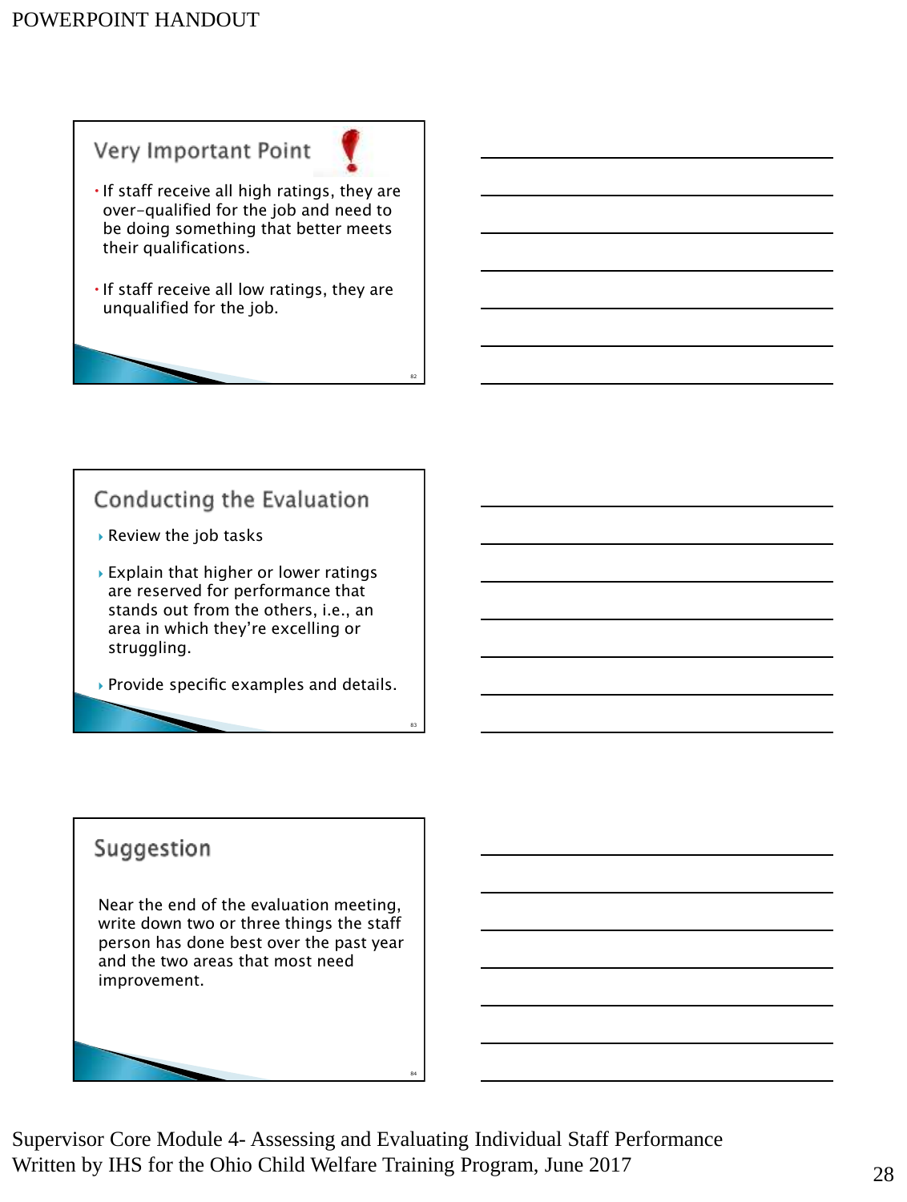## Very Important Point

- If staff receive all high ratings, they are over-qualified for the job and need to be doing something that better meets their qualifications.
- If staff receive all low ratings, they are unqualified for the job.

## Conducting the Evaluation

- Review the job tasks
- Explain that higher or lower ratings are reserved for performance that stands out from the others, i.e., an area in which they're excelling or struggling.
- Provide specific examples and details.

## Suggestion

Near the end of the evaluation meeting, write down two or three things the staff person has done best over the past year and the two areas that most need improvement.

Supervisor Core Module 4- Assessing and Evaluating Individual Staff Performance
Written by IHS for the Ohio Child Welfare Training Program, June 2017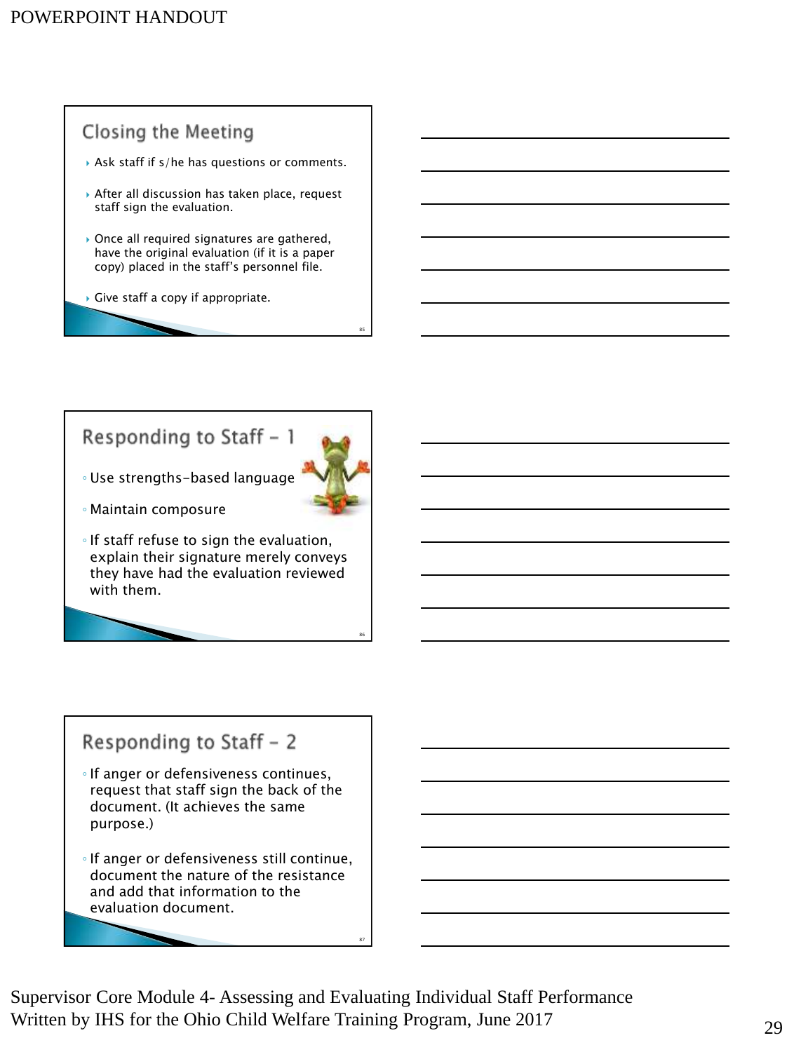## Closing the Meeting

- Ask staff if s/he has questions or comments.
- After all discussion has taken place, request staff sign the evaluation.
- Once all required signatures are gathered, have the original evaluation (if it is a paper copy) placed in the staff's personnel file.
- Give staff a copy if appropriate.

## Responding to Staff – 1

- Use strengths-based language
- Maintain composure
- If staff refuse to sign the evaluation, explain their signature merely conveys they have had the evaluation reviewed with them.

## Responding to Staff – 2

- If anger or defensiveness continues, request that staff sign the back of the document. (It achieves the same purpose.)
- If anger or defensiveness still continue, document the nature of the resistance and add that information to the evaluation document.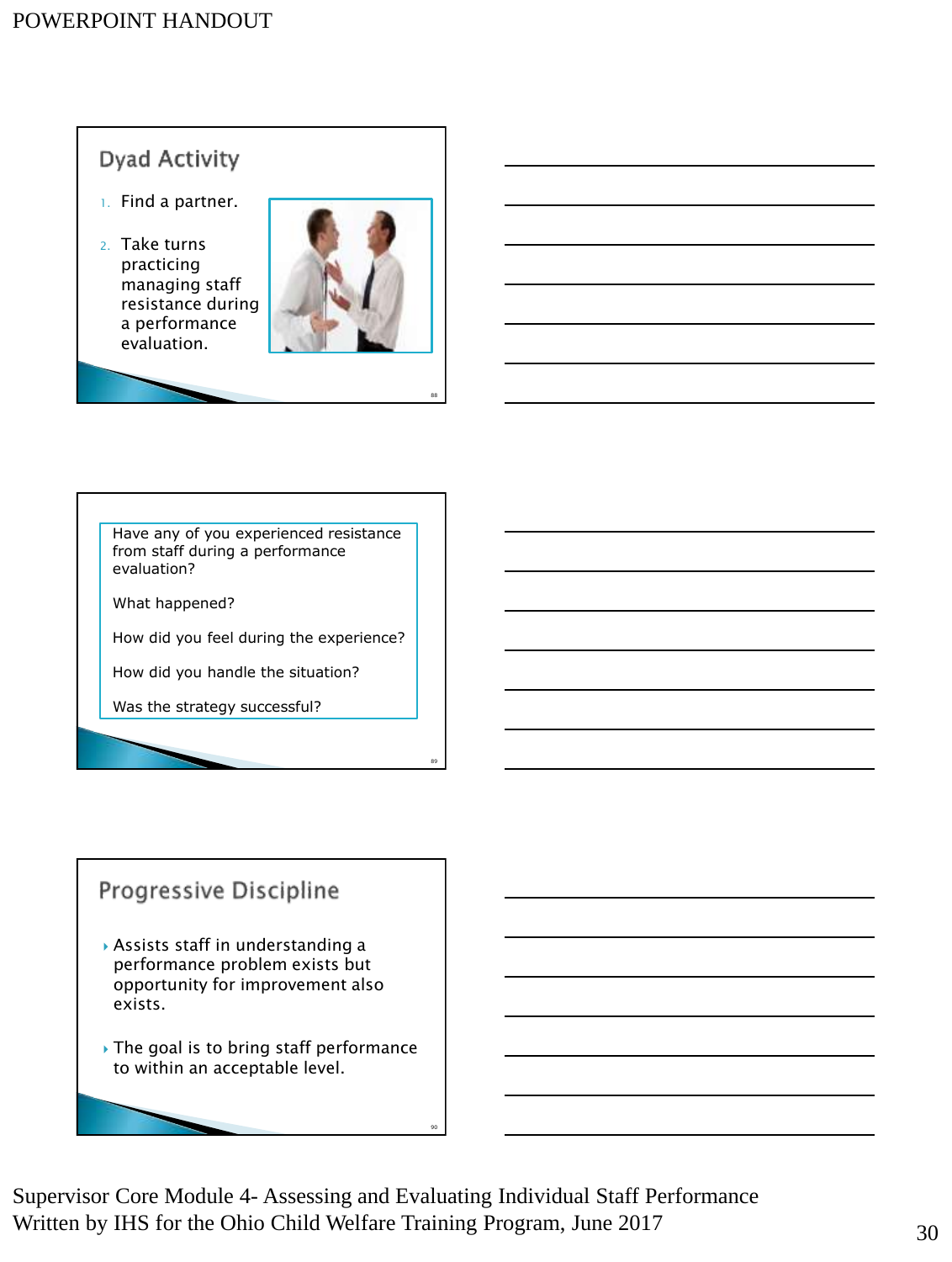## Dyad Activity

1. Find a partner.
2. Take turns practicing managing staff resistance during a performance evaluation.

Have any of you experienced resistance from staff during a performance evaluation?

What happened?

How did you feel during the experience?

How did you handle the situation?

Was the strategy successful?

## Progressive Discipline

- Assists staff in understanding a performance problem exists but opportunity for improvement also exists.
- The goal is to bring staff performance to within an acceptable level.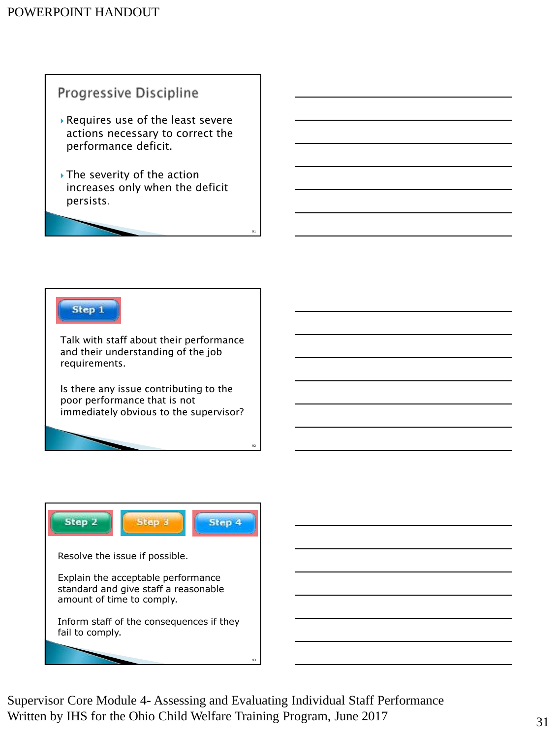## Progressive Discipline

- Requires use of the least severe actions necessary to correct the performance deficit.
- The severity of the action increases only when the deficit persists.

**Step 1**

Talk with staff about their performance and their understanding of the job requirements.

Is there any issue contributing to the poor performance that is not immediately obvious to the supervisor?

**Step 2** **Step 3** **Step 4**

Resolve the issue if possible.

Explain the acceptable performance standard and give staff a reasonable amount of time to comply.

Inform staff of the consequences if they fail to comply.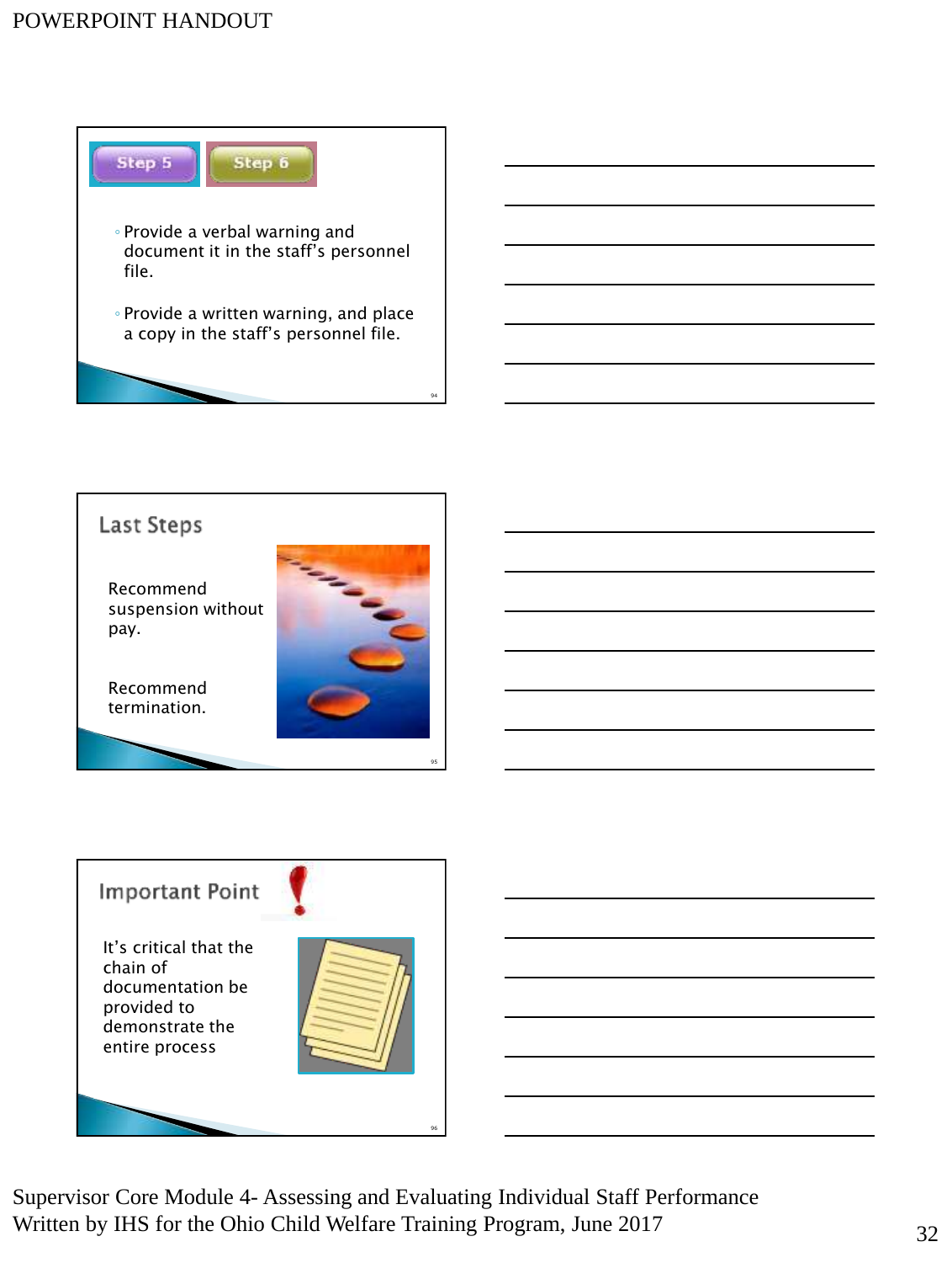Step 5 Step 6

- Provide a verbal warning and document it in the staff's personnel file.
- Provide a written warning, and place a copy in the staff's personnel file.

## Last Steps

Recommend suspension without pay.

Recommend termination.

## Important Point

It's critical that the chain of documentation be provided to demonstrate the entire process

Supervisor Core Module 4- Assessing and Evaluating Individual Staff Performance
Written by IHS for the Ohio Child Welfare Training Program, June 2017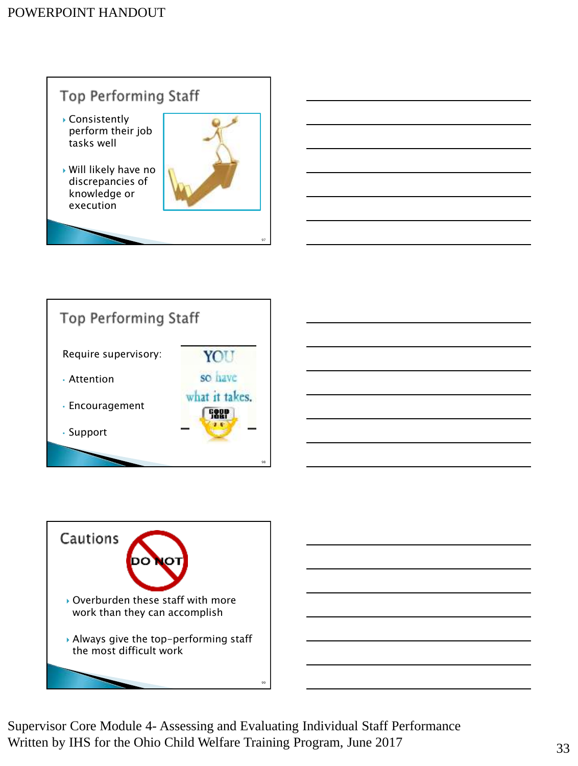## Top Performing Staff

- Consistently perform their job tasks well
- Will likely have no discrepancies of knowledge or execution

## Top Performing Staff

Require supervisory:

- Attention
- Encouragement
- Support

## Cautions

DO NOT

- Overburden these staff with more work than they can accomplish
- Always give the top-performing staff the most difficult work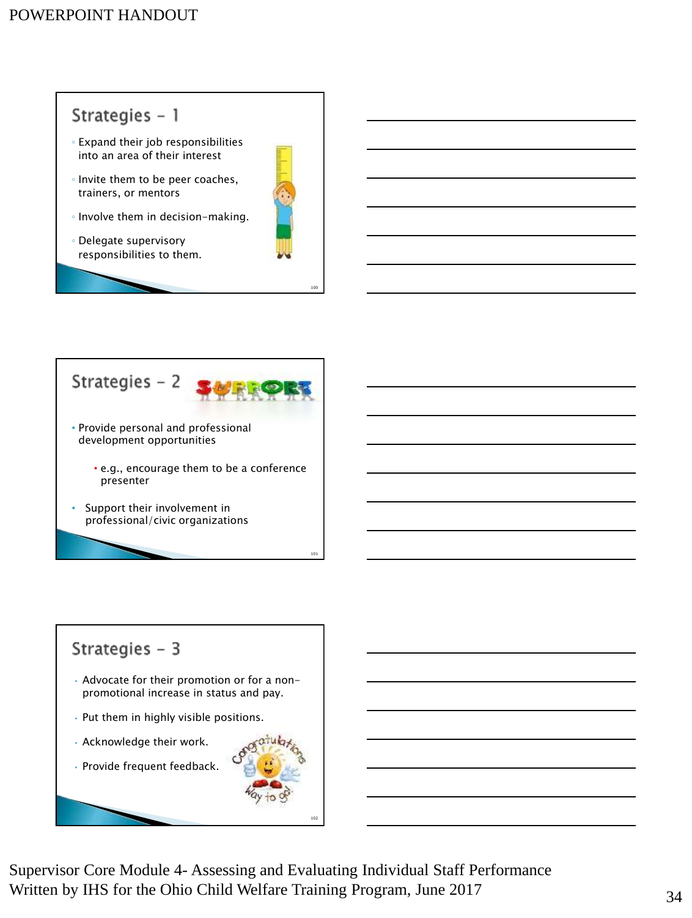## Strategies – 1

- Expand their job responsibilities into an area of their interest
- Invite them to be peer coaches, trainers, or mentors
- Involve them in decision-making.
- Delegate supervisory responsibilities to them.

## Strategies – 2

- Provide personal and professional development opportunities
  - e.g., encourage them to be a conference presenter
- Support their involvement in professional/civic organizations

## Strategies – 3

- Advocate for their promotion or for a non-promotional increase in status and pay.
- Put them in highly visible positions.
- Acknowledge their work.
- Provide frequent feedback.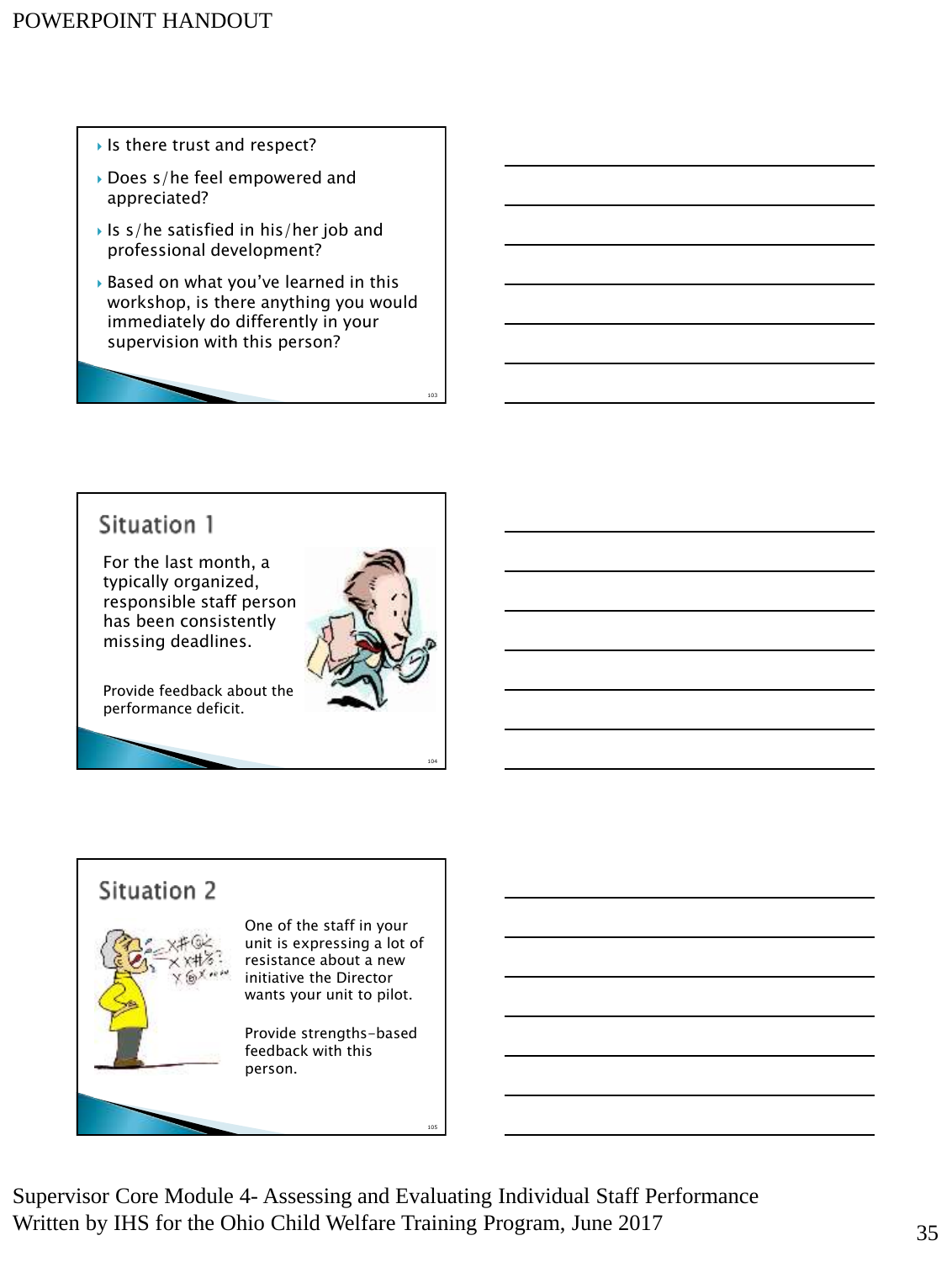- Is there trust and respect?
- Does s/he feel empowered and appreciated?
- Is s/he satisfied in his/her job and professional development?
- Based on what you've learned in this workshop, is there anything you would immediately do differently in your supervision with this person?

## Situation 1

For the last month, a typically organized, responsible staff person has been consistently missing deadlines.

Provide feedback about the performance deficit.

## Situation 2

One of the staff in your unit is expressing a lot of resistance about a new initiative the Director wants your unit to pilot.

Provide strengths-based feedback with this person.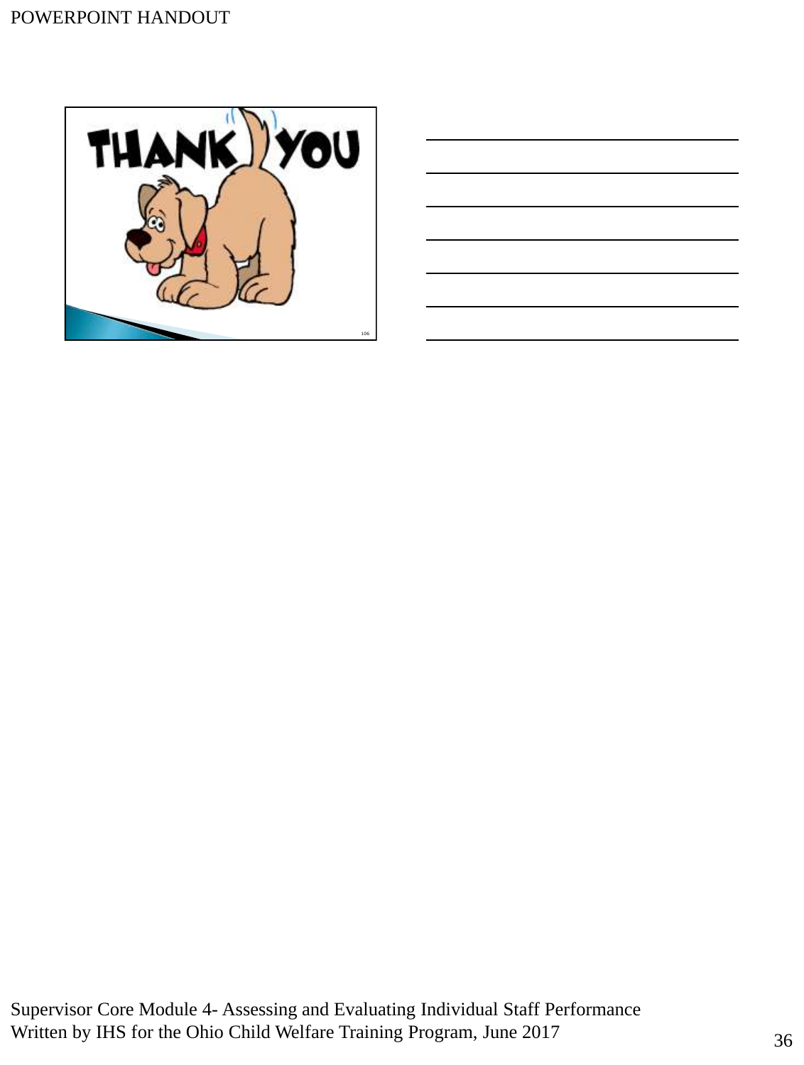THANK YOU

106